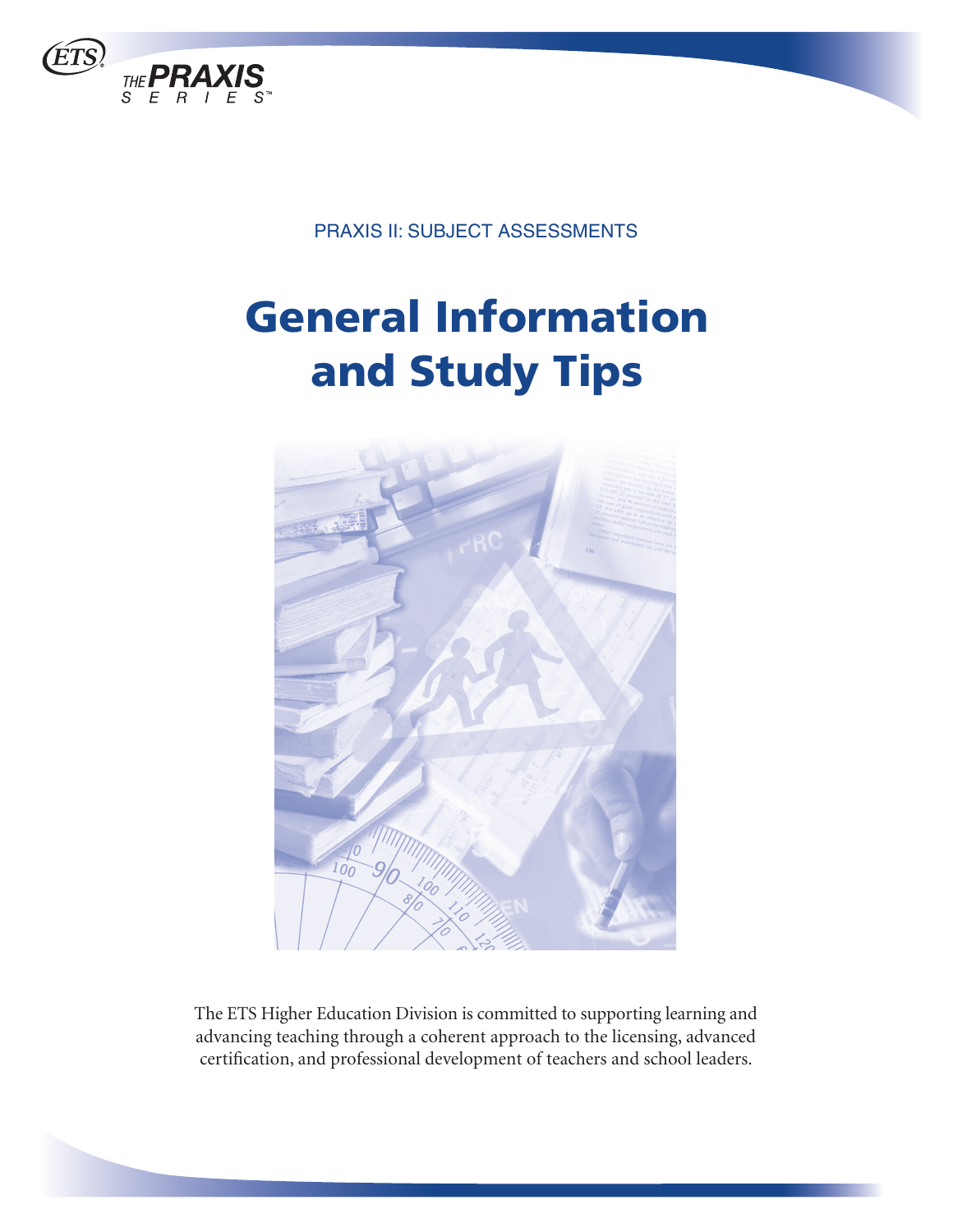PRAXIS II: SUBJECT ASSESSMENTS

# General Information and Study Tips

The ETS Higher Education Division is committed to supporting learning and advancing teaching through a coherent approach to the licensing, advanced certification, and professional development of teachers and school leaders.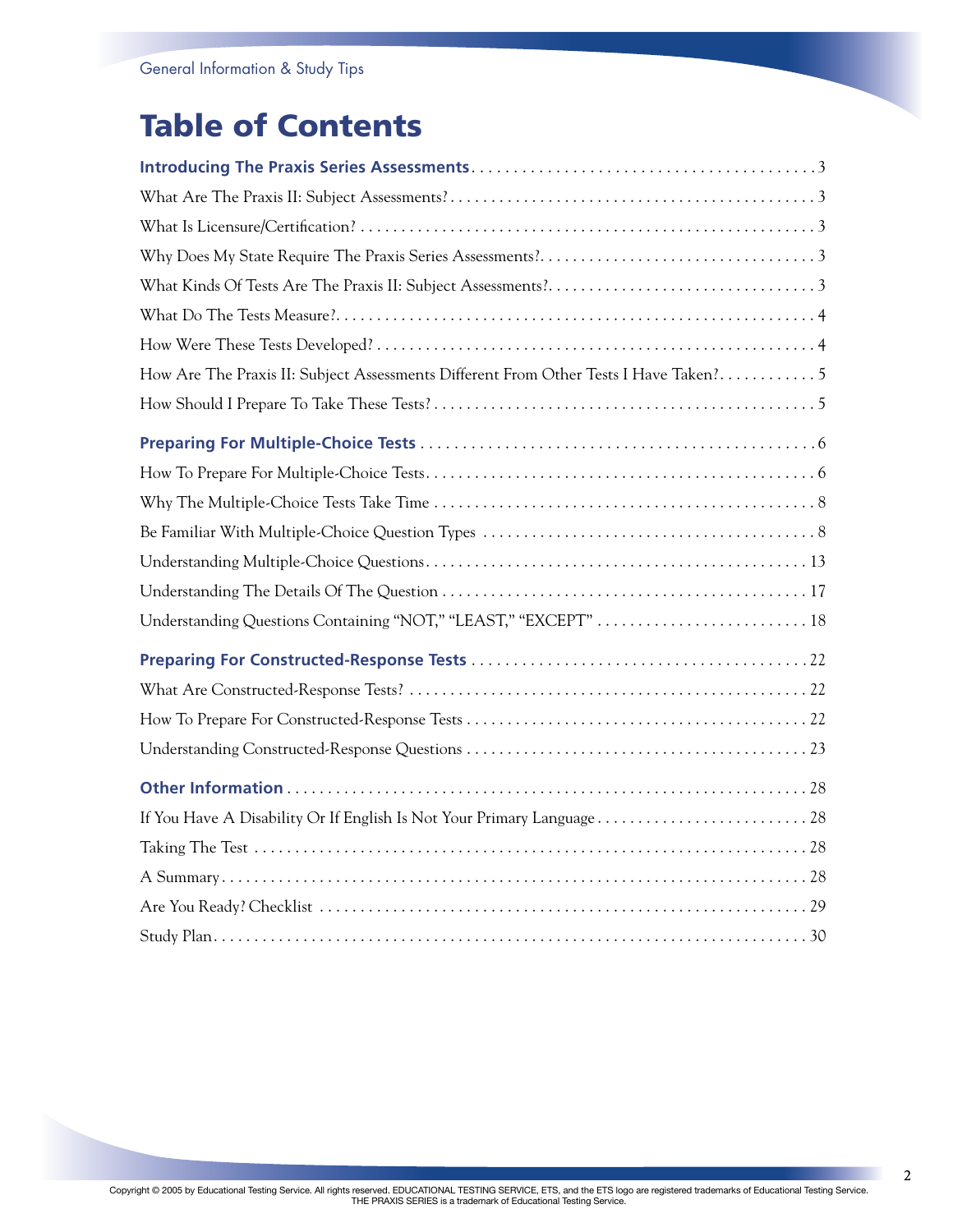# Table of Contents

**Introducing The Praxis Series Assessments** .......... 3

What Are The Praxis II: Subject Assessments? .......... 3

What Is Licensure/Certification? .......... 3

Why Does My State Require The Praxis Series Assessments? .......... 3

What Kinds Of Tests Are The Praxis II: Subject Assessments? .......... 3

What Do The Tests Measure? .......... 4

How Were These Tests Developed? .......... 4

How Are The Praxis II: Subject Assessments Different From Other Tests I Have Taken? .......... 5

How Should I Prepare To Take These Tests? .......... 5

**Preparing For Multiple-Choice Tests** .......... 6

How To Prepare For Multiple-Choice Tests .......... 6

Why The Multiple-Choice Tests Take Time .......... 8

Be Familiar With Multiple-Choice Question Types .......... 8

Understanding Multiple-Choice Questions .......... 13

Understanding The Details Of The Question .......... 17

Understanding Questions Containing "NOT," "LEAST," "EXCEPT" .......... 18

**Preparing For Constructed-Response Tests** .......... 22

What Are Constructed-Response Tests? .......... 22

How To Prepare For Constructed-Response Tests .......... 22

Understanding Constructed-Response Questions .......... 23

**Other Information** .......... 28

If You Have A Disability Or If English Is Not Your Primary Language .......... 28

Taking The Test .......... 28

A Summary .......... 28

Are You Ready? Checklist .......... 29

Study Plan .......... 30

Copyright © 2005 by Educational Testing Service. All rights reserved. EDUCATIONAL TESTING SERVICE, ETS, and the ETS logo are registered trademarks of Educational Testing Service. THE PRAXIS SERIES is a trademark of Educational Testing Service.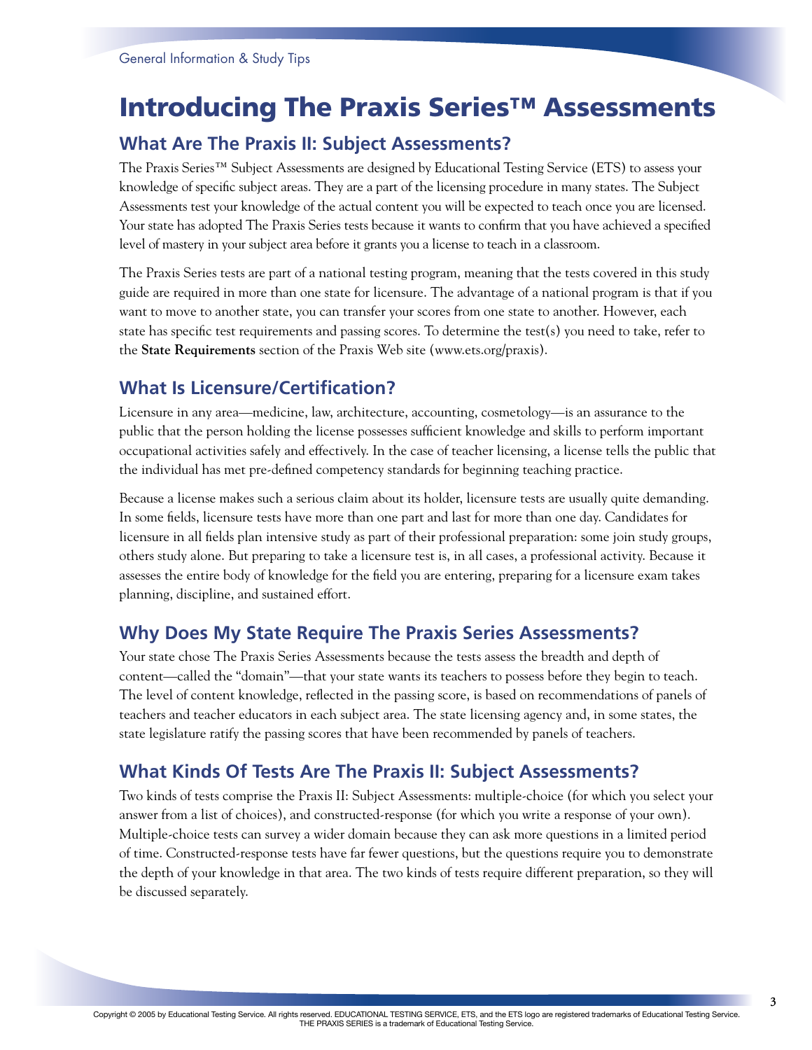# Introducing The Praxis Series™ Assessments

## What Are The Praxis II: Subject Assessments?

The Praxis Series™ Subject Assessments are designed by Educational Testing Service (ETS) to assess your knowledge of specific subject areas. They are a part of the licensing procedure in many states. The Subject Assessments test your knowledge of the actual content you will be expected to teach once you are licensed. Your state has adopted The Praxis Series tests because it wants to confirm that you have achieved a specified level of mastery in your subject area before it grants you a license to teach in a classroom.

The Praxis Series tests are part of a national testing program, meaning that the tests covered in this study guide are required in more than one state for licensure. The advantage of a national program is that if you want to move to another state, you can transfer your scores from one state to another. However, each state has specific test requirements and passing scores. To determine the test(s) you need to take, refer to the **State Requirements** section of the Praxis Web site (www.ets.org/praxis).

## What Is Licensure/Certification?

Licensure in any area—medicine, law, architecture, accounting, cosmetology—is an assurance to the public that the person holding the license possesses sufficient knowledge and skills to perform important occupational activities safely and effectively. In the case of teacher licensing, a license tells the public that the individual has met pre-defined competency standards for beginning teaching practice.

Because a license makes such a serious claim about its holder, licensure tests are usually quite demanding. In some fields, licensure tests have more than one part and last for more than one day. Candidates for licensure in all fields plan intensive study as part of their professional preparation: some join study groups, others study alone. But preparing to take a licensure test is, in all cases, a professional activity. Because it assesses the entire body of knowledge for the field you are entering, preparing for a licensure exam takes planning, discipline, and sustained effort.

## Why Does My State Require The Praxis Series Assessments?

Your state chose The Praxis Series Assessments because the tests assess the breadth and depth of content—called the "domain"—that your state wants its teachers to possess before they begin to teach. The level of content knowledge, reflected in the passing score, is based on recommendations of panels of teachers and teacher educators in each subject area. The state licensing agency and, in some states, the state legislature ratify the passing scores that have been recommended by panels of teachers.

## What Kinds Of Tests Are The Praxis II: Subject Assessments?

Two kinds of tests comprise the Praxis II: Subject Assessments: multiple-choice (for which you select your answer from a list of choices), and constructed-response (for which you write a response of your own). Multiple-choice tests can survey a wider domain because they can ask more questions in a limited period of time. Constructed-response tests have far fewer questions, but the questions require you to demonstrate the depth of your knowledge in that area. The two kinds of tests require different preparation, so they will be discussed separately.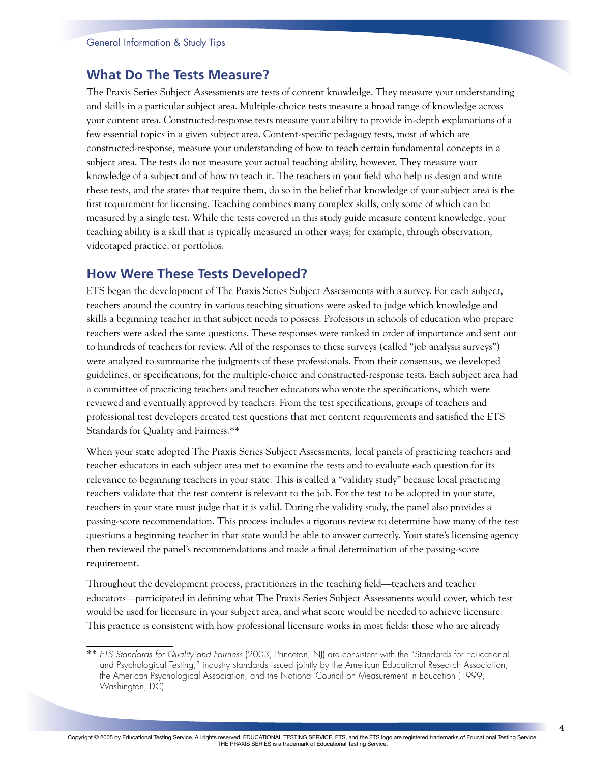## What Do The Tests Measure?

The Praxis Series Subject Assessments are tests of content knowledge. They measure your understanding and skills in a particular subject area. Multiple-choice tests measure a broad range of knowledge across your content area. Constructed-response tests measure your ability to provide in-depth explanations of a few essential topics in a given subject area. Content-specific pedagogy tests, most of which are constructed-response, measure your understanding of how to teach certain fundamental concepts in a subject area. The tests do not measure your actual teaching ability, however. They measure your knowledge of a subject and of how to teach it. The teachers in your field who help us design and write these tests, and the states that require them, do so in the belief that knowledge of your subject area is the first requirement for licensing. Teaching combines many complex skills, only some of which can be measured by a single test. While the tests covered in this study guide measure content knowledge, your teaching ability is a skill that is typically measured in other ways; for example, through observation, videotaped practice, or portfolios.

## How Were These Tests Developed?

ETS began the development of The Praxis Series Subject Assessments with a survey. For each subject, teachers around the country in various teaching situations were asked to judge which knowledge and skills a beginning teacher in that subject needs to possess. Professors in schools of education who prepare teachers were asked the same questions. These responses were ranked in order of importance and sent out to hundreds of teachers for review. All of the responses to these surveys (called "job analysis surveys") were analyzed to summarize the judgments of these professionals. From their consensus, we developed guidelines, or specifications, for the multiple-choice and constructed-response tests. Each subject area had a committee of practicing teachers and teacher educators who wrote the specifications, which were reviewed and eventually approved by teachers. From the test specifications, groups of teachers and professional test developers created test questions that met content requirements and satisfied the ETS Standards for Quality and Fairness.**

When your state adopted The Praxis Series Subject Assessments, local panels of practicing teachers and teacher educators in each subject area met to examine the tests and to evaluate each question for its relevance to beginning teachers in your state. This is called a "validity study" because local practicing teachers validate that the test content is relevant to the job. For the test to be adopted in your state, teachers in your state must judge that it is valid. During the validity study, the panel also provides a passing-score recommendation. This process includes a rigorous review to determine how many of the test questions a beginning teacher in that state would be able to answer correctly. Your state's licensing agency then reviewed the panel's recommendations and made a final determination of the passing-score requirement.

Throughout the development process, practitioners in the teaching field—teachers and teacher educators—participated in defining what The Praxis Series Subject Assessments would cover, which test would be used for licensure in your subject area, and what score would be needed to achieve licensure. This practice is consistent with how professional licensure works in most fields: those who are already

---

** *ETS Standards for Quality and Fairness* (2003, Princeton, NJ) are consistent with the "Standards for Educational and Psychological Testing," industry standards issued jointly by the American Educational Research Association, the American Psychological Association, and the National Council on Measurement in Education (1999, Washington, DC).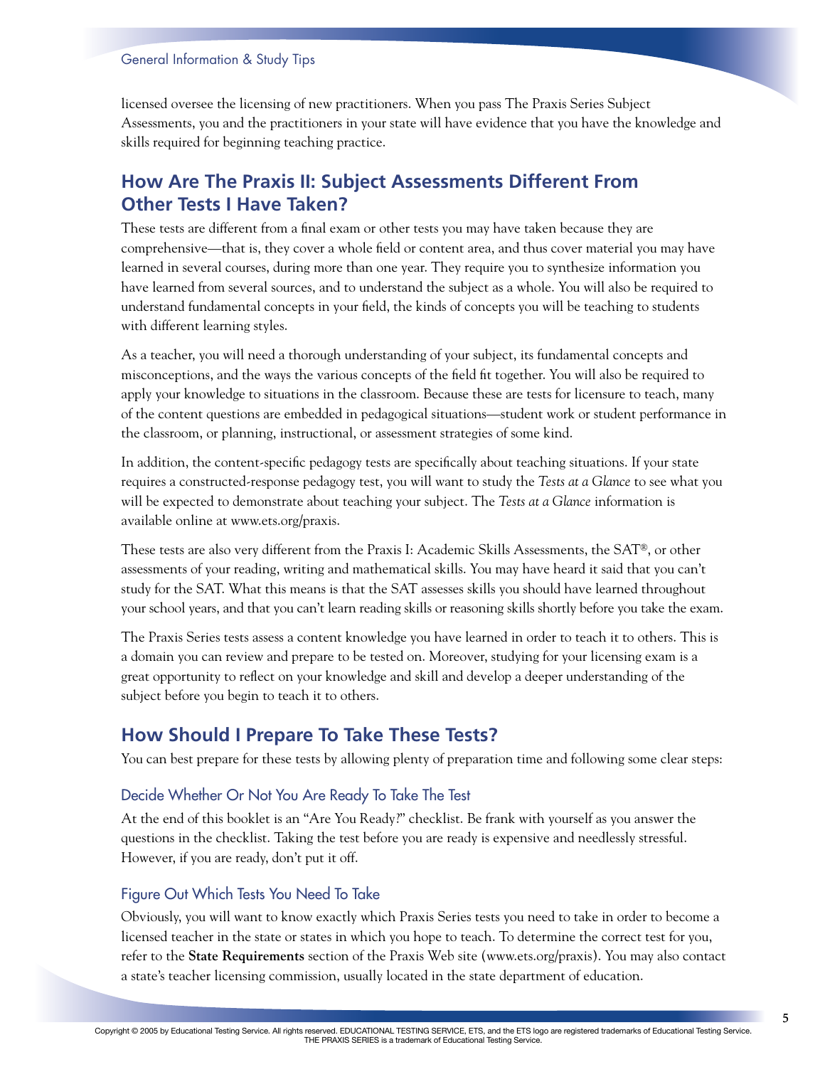licensed oversee the licensing of new practitioners. When you pass The Praxis Series Subject Assessments, you and the practitioners in your state will have evidence that you have the knowledge and skills required for beginning teaching practice.

## How Are The Praxis II: Subject Assessments Different From Other Tests I Have Taken?

These tests are different from a final exam or other tests you may have taken because they are comprehensive—that is, they cover a whole field or content area, and thus cover material you may have learned in several courses, during more than one year. They require you to synthesize information you have learned from several sources, and to understand the subject as a whole. You will also be required to understand fundamental concepts in your field, the kinds of concepts you will be teaching to students with different learning styles.

As a teacher, you will need a thorough understanding of your subject, its fundamental concepts and misconceptions, and the ways the various concepts of the field fit together. You will also be required to apply your knowledge to situations in the classroom. Because these are tests for licensure to teach, many of the content questions are embedded in pedagogical situations—student work or student performance in the classroom, or planning, instructional, or assessment strategies of some kind.

In addition, the content-specific pedagogy tests are specifically about teaching situations. If your state requires a constructed-response pedagogy test, you will want to study the *Tests at a Glance* to see what you will be expected to demonstrate about teaching your subject. The *Tests at a Glance* information is available online at www.ets.org/praxis.

These tests are also very different from the Praxis I: Academic Skills Assessments, the SAT®, or other assessments of your reading, writing and mathematical skills. You may have heard it said that you can't study for the SAT. What this means is that the SAT assesses skills you should have learned throughout your school years, and that you can't learn reading skills or reasoning skills shortly before you take the exam.

The Praxis Series tests assess a content knowledge you have learned in order to teach it to others. This is a domain you can review and prepare to be tested on. Moreover, studying for your licensing exam is a great opportunity to reflect on your knowledge and skill and develop a deeper understanding of the subject before you begin to teach it to others.

## How Should I Prepare To Take These Tests?

You can best prepare for these tests by allowing plenty of preparation time and following some clear steps:

### Decide Whether Or Not You Are Ready To Take The Test

At the end of this booklet is an "Are You Ready?" checklist. Be frank with yourself as you answer the questions in the checklist. Taking the test before you are ready is expensive and needlessly stressful. However, if you are ready, don't put it off.

### Figure Out Which Tests You Need To Take

Obviously, you will want to know exactly which Praxis Series tests you need to take in order to become a licensed teacher in the state or states in which you hope to teach. To determine the correct test for you, refer to the **State Requirements** section of the Praxis Web site (www.ets.org/praxis). You may also contact a state's teacher licensing commission, usually located in the state department of education.

Copyright © 2005 by Educational Testing Service. All rights reserved. EDUCATIONAL TESTING SERVICE, ETS, and the ETS logo are registered trademarks of Educational Testing Service. THE PRAXIS SERIES is a trademark of Educational Testing Service.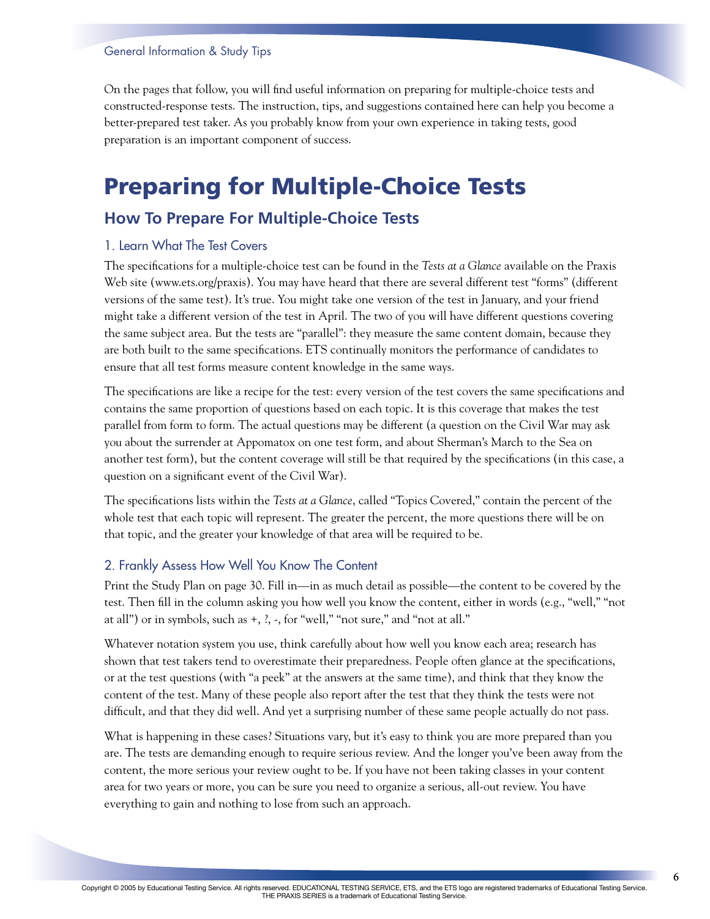On the pages that follow, you will find useful information on preparing for multiple-choice tests and constructed-response tests. The instruction, tips, and suggestions contained here can help you become a better-prepared test taker. As you probably know from your own experience in taking tests, good preparation is an important component of success.

# Preparing for Multiple-Choice Tests

## How To Prepare For Multiple-Choice Tests

### 1. Learn What The Test Covers

The specifications for a multiple-choice test can be found in the *Tests at a Glance* available on the Praxis Web site (www.ets.org/praxis). You may have heard that there are several different test "forms" (different versions of the same test). It's true. You might take one version of the test in January, and your friend might take a different version of the test in April. The two of you will have different questions covering the same subject area. But the tests are "parallel": they measure the same content domain, because they are both built to the same specifications. ETS continually monitors the performance of candidates to ensure that all test forms measure content knowledge in the same ways.

The specifications are like a recipe for the test: every version of the test covers the same specifications and contains the same proportion of questions based on each topic. It is this coverage that makes the test parallel from form to form. The actual questions may be different (a question on the Civil War may ask you about the surrender at Appomatox on one test form, and about Sherman's March to the Sea on another test form), but the content coverage will still be that required by the specifications (in this case, a question on a significant event of the Civil War).

The specifications lists within the *Tests at a Glance*, called "Topics Covered," contain the percent of the whole test that each topic will represent. The greater the percent, the more questions there will be on that topic, and the greater your knowledge of that area will be required to be.

### 2. Frankly Assess How Well You Know The Content

Print the Study Plan on page 30. Fill in—in as much detail as possible—the content to be covered by the test. Then fill in the column asking you how well you know the content, either in words (e.g., "well," "not at all") or in symbols, such as +, ?, -, for "well," "not sure," and "not at all."

Whatever notation system you use, think carefully about how well you know each area; research has shown that test takers tend to overestimate their preparedness. People often glance at the specifications, or at the test questions (with "a peek" at the answers at the same time), and think that they know the content of the test. Many of these people also report after the test that they think the tests were not difficult, and that they did well. And yet a surprising number of these same people actually do not pass.

What is happening in these cases? Situations vary, but it's easy to think you are more prepared than you are. The tests are demanding enough to require serious review. And the longer you've been away from the content, the more serious your review ought to be. If you have not been taking classes in your content area for two years or more, you can be sure you need to organize a serious, all-out review. You have everything to gain and nothing to lose from such an approach.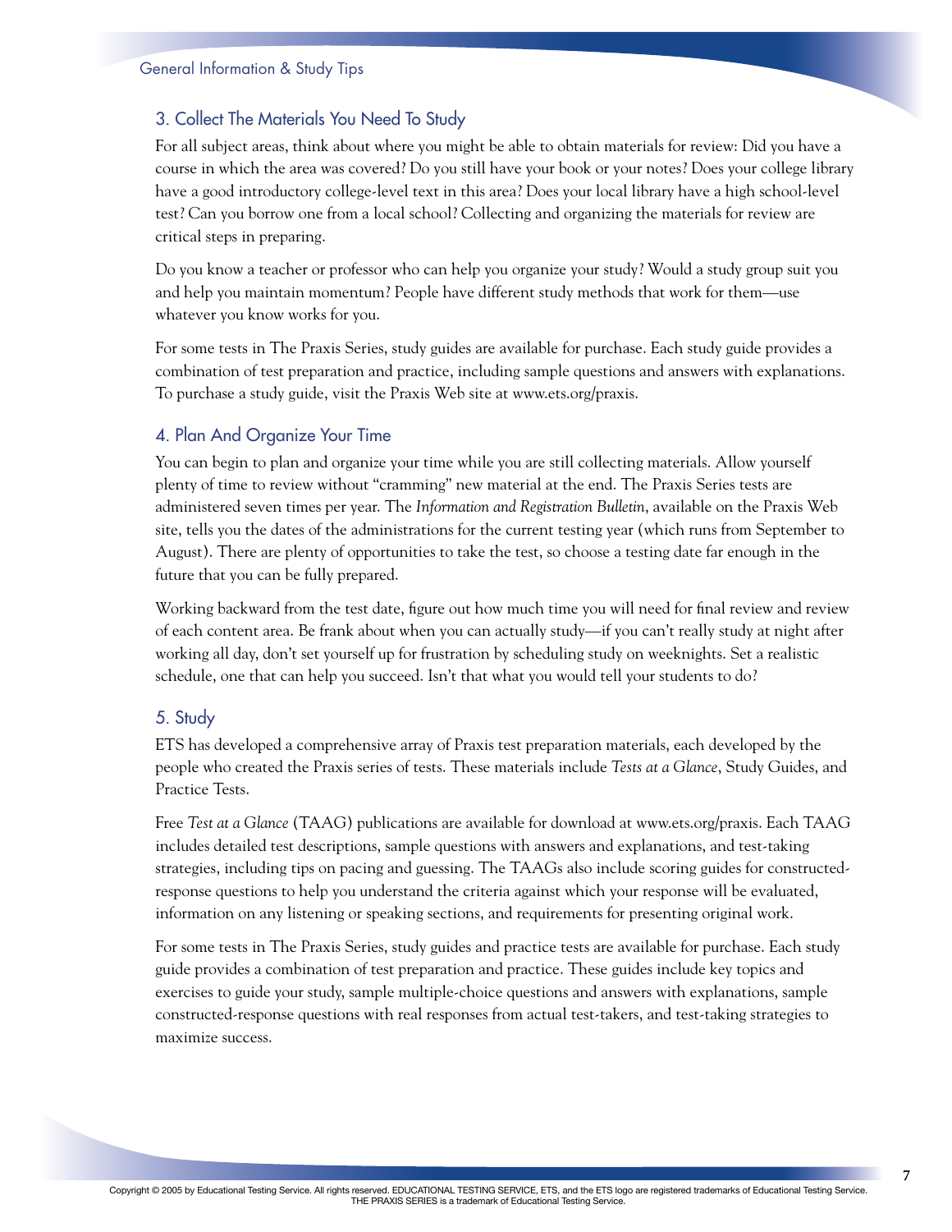### 3. Collect The Materials You Need To Study

For all subject areas, think about where you might be able to obtain materials for review: Did you have a course in which the area was covered? Do you still have your book or your notes? Does your college library have a good introductory college-level text in this area? Does your local library have a high school-level test? Can you borrow one from a local school? Collecting and organizing the materials for review are critical steps in preparing.

Do you know a teacher or professor who can help you organize your study? Would a study group suit you and help you maintain momentum? People have different study methods that work for them—use whatever you know works for you.

For some tests in The Praxis Series, study guides are available for purchase. Each study guide provides a combination of test preparation and practice, including sample questions and answers with explanations. To purchase a study guide, visit the Praxis Web site at www.ets.org/praxis.

### 4. Plan And Organize Your Time

You can begin to plan and organize your time while you are still collecting materials. Allow yourself plenty of time to review without "cramming" new material at the end. The Praxis Series tests are administered seven times per year. The *Information and Registration Bulletin*, available on the Praxis Web site, tells you the dates of the administrations for the current testing year (which runs from September to August). There are plenty of opportunities to take the test, so choose a testing date far enough in the future that you can be fully prepared.

Working backward from the test date, figure out how much time you will need for final review and review of each content area. Be frank about when you can actually study—if you can't really study at night after working all day, don't set yourself up for frustration by scheduling study on weeknights. Set a realistic schedule, one that can help you succeed. Isn't that what you would tell your students to do?

### 5. Study

ETS has developed a comprehensive array of Praxis test preparation materials, each developed by the people who created the Praxis series of tests. These materials include *Tests at a Glance*, Study Guides, and Practice Tests.

Free *Test at a Glance* (TAAG) publications are available for download at www.ets.org/praxis. Each TAAG includes detailed test descriptions, sample questions with answers and explanations, and test-taking strategies, including tips on pacing and guessing. The TAAGs also include scoring guides for constructed-response questions to help you understand the criteria against which your response will be evaluated, information on any listening or speaking sections, and requirements for presenting original work.

For some tests in The Praxis Series, study guides and practice tests are available for purchase. Each study guide provides a combination of test preparation and practice. These guides include key topics and exercises to guide your study, sample multiple-choice questions and answers with explanations, sample constructed-response questions with real responses from actual test-takers, and test-taking strategies to maximize success.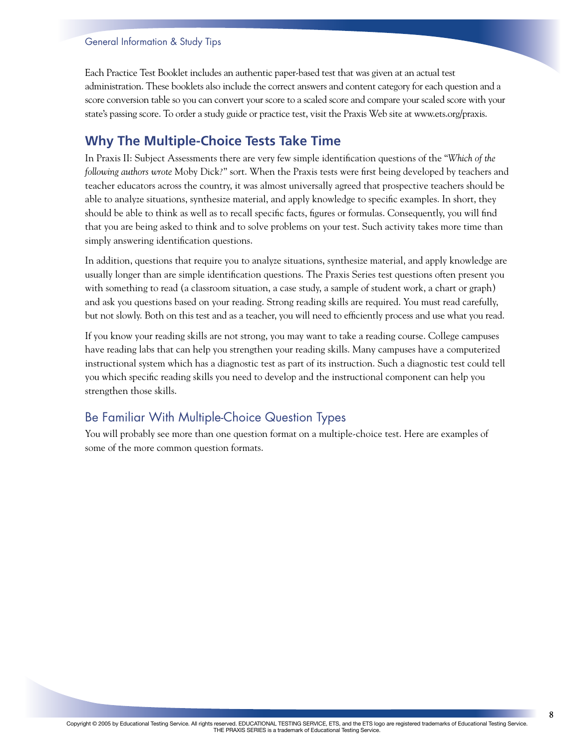Each Practice Test Booklet includes an authentic paper-based test that was given at an actual test administration. These booklets also include the correct answers and content category for each question and a score conversion table so you can convert your score to a scaled score and compare your scaled score with your state's passing score. To order a study guide or practice test, visit the Praxis Web site at www.ets.org/praxis.

## Why The Multiple-Choice Tests Take Time

In Praxis II: Subject Assessments there are very few simple identification questions of the "*Which of the following authors wrote* Moby Dick*?*" sort. When the Praxis tests were first being developed by teachers and teacher educators across the country, it was almost universally agreed that prospective teachers should be able to analyze situations, synthesize material, and apply knowledge to specific examples. In short, they should be able to think as well as to recall specific facts, figures or formulas. Consequently, you will find that you are being asked to think and to solve problems on your test. Such activity takes more time than simply answering identification questions.

In addition, questions that require you to analyze situations, synthesize material, and apply knowledge are usually longer than are simple identification questions. The Praxis Series test questions often present you with something to read (a classroom situation, a case study, a sample of student work, a chart or graph) and ask you questions based on your reading. Strong reading skills are required. You must read carefully, but not slowly. Both on this test and as a teacher, you will need to efficiently process and use what you read.

If you know your reading skills are not strong, you may want to take a reading course. College campuses have reading labs that can help you strengthen your reading skills. Many campuses have a computerized instructional system which has a diagnostic test as part of its instruction. Such a diagnostic test could tell you which specific reading skills you need to develop and the instructional component can help you strengthen those skills.

### Be Familiar With Multiple-Choice Question Types

You will probably see more than one question format on a multiple-choice test. Here are examples of some of the more common question formats.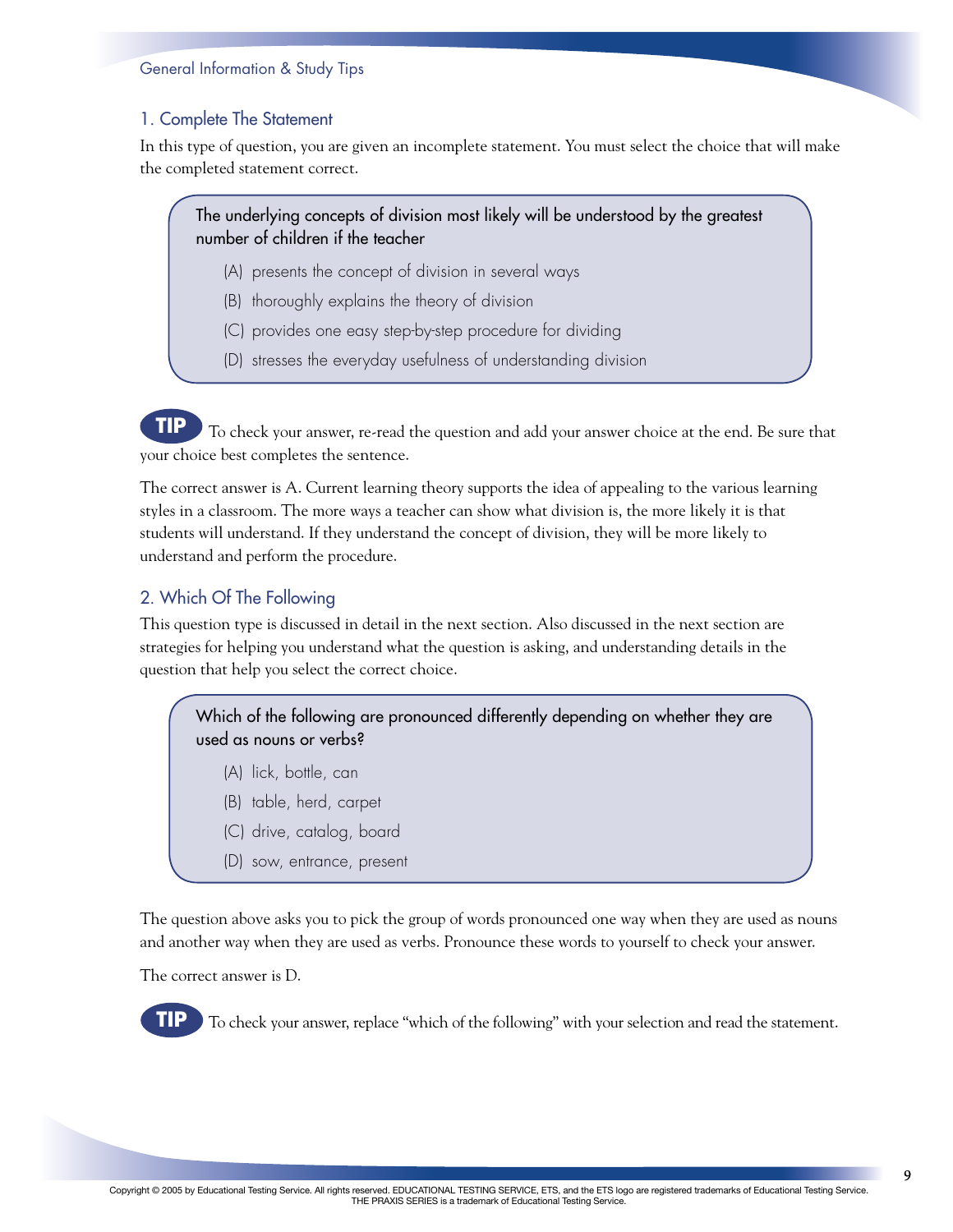## 1. Complete The Statement

In this type of question, you are given an incomplete statement. You must select the choice that will make the completed statement correct.

> The underlying concepts of division most likely will be understood by the greatest number of children if the teacher
>
> (A) presents the concept of division in several ways
>
> (B) thoroughly explains the theory of division
>
> (C) provides one easy step-by-step procedure for dividing
>
> (D) stresses the everyday usefulness of understanding division

**TIP** To check your answer, re-read the question and add your answer choice at the end. Be sure that your choice best completes the sentence.

The correct answer is A. Current learning theory supports the idea of appealing to the various learning styles in a classroom. The more ways a teacher can show what division is, the more likely it is that students will understand. If they understand the concept of division, they will be more likely to understand and perform the procedure.

## 2. Which Of The Following

This question type is discussed in detail in the next section. Also discussed in the next section are strategies for helping you understand what the question is asking, and understanding details in the question that help you select the correct choice.

> Which of the following are pronounced differently depending on whether they are used as nouns or verbs?
>
> (A) lick, bottle, can
>
> (B) table, herd, carpet
>
> (C) drive, catalog, board
>
> (D) sow, entrance, present

The question above asks you to pick the group of words pronounced one way when they are used as nouns and another way when they are used as verbs. Pronounce these words to yourself to check your answer.

The correct answer is D.

**TIP** To check your answer, replace "which of the following" with your selection and read the statement.

Copyright © 2005 by Educational Testing Service. All rights reserved. EDUCATIONAL TESTING SERVICE, ETS, and the ETS logo are registered trademarks of Educational Testing Service. THE PRAXIS SERIES is a trademark of Educational Testing Service.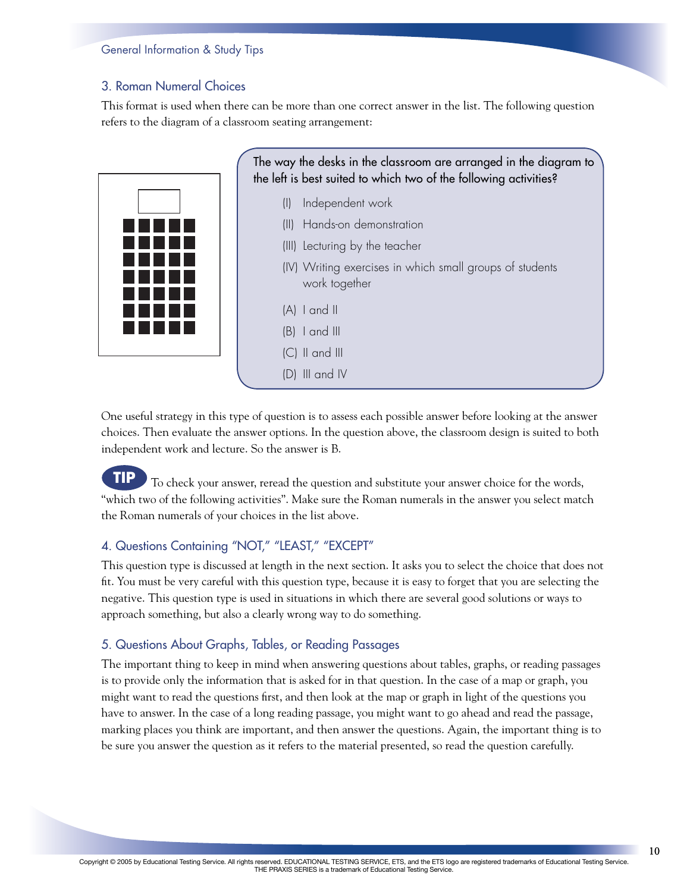### 3. Roman Numeral Choices

This format is used when there can be more than one correct answer in the list. The following question refers to the diagram of a classroom seating arrangement:

The way the desks in the classroom are arranged in the diagram to the left is best suited to which two of the following activities?

(I) Independent work

(II) Hands-on demonstration

(III) Lecturing by the teacher

(IV) Writing exercises in which small groups of students work together

(A) I and II

(B) I and III

(C) II and III

(D) III and IV

One useful strategy in this type of question is to assess each possible answer before looking at the answer choices. Then evaluate the answer options. In the question above, the classroom design is suited to both independent work and lecture. So the answer is B.

**TIP** To check your answer, reread the question and substitute your answer choice for the words, "which two of the following activities". Make sure the Roman numerals in the answer you select match the Roman numerals of your choices in the list above.

### 4. Questions Containing "NOT," "LEAST," "EXCEPT"

This question type is discussed at length in the next section. It asks you to select the choice that does not fit. You must be very careful with this question type, because it is easy to forget that you are selecting the negative. This question type is used in situations in which there are several good solutions or ways to approach something, but also a clearly wrong way to do something.

### 5. Questions About Graphs, Tables, or Reading Passages

The important thing to keep in mind when answering questions about tables, graphs, or reading passages is to provide only the information that is asked for in that question. In the case of a map or graph, you might want to read the questions first, and then look at the map or graph in light of the questions you have to answer. In the case of a long reading passage, you might want to go ahead and read the passage, marking places you think are important, and then answer the questions. Again, the important thing is to be sure you answer the question as it refers to the material presented, so read the question carefully.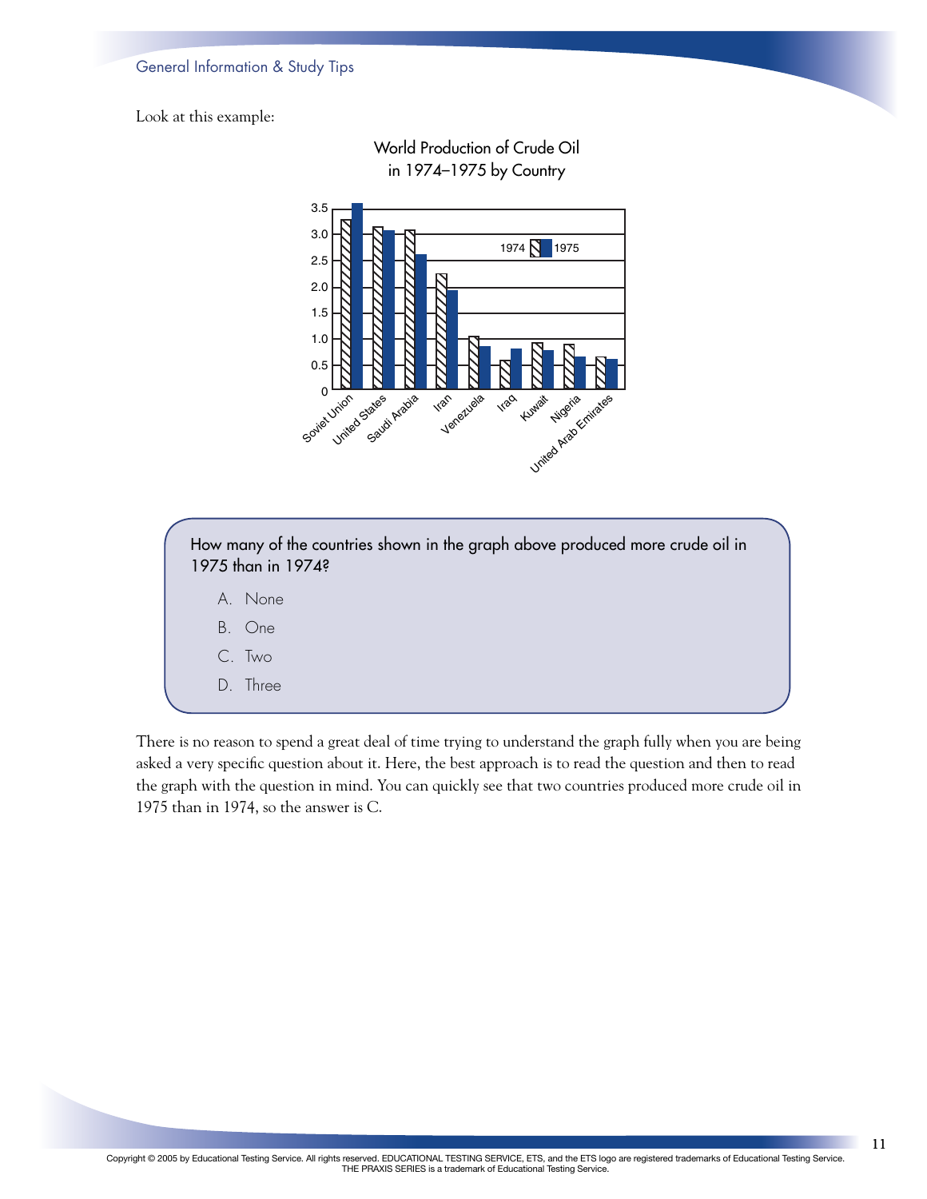Look at this example:

World Production of Crude Oil in 1974–1975 by Country

How many of the countries shown in the graph above produced more crude oil in 1975 than in 1974?

A. None

B. One

C. Two

D. Three

There is no reason to spend a great deal of time trying to understand the graph fully when you are being asked a very specific question about it. Here, the best approach is to read the question and then to read the graph with the question in mind. You can quickly see that two countries produced more crude oil in 1975 than in 1974, so the answer is C.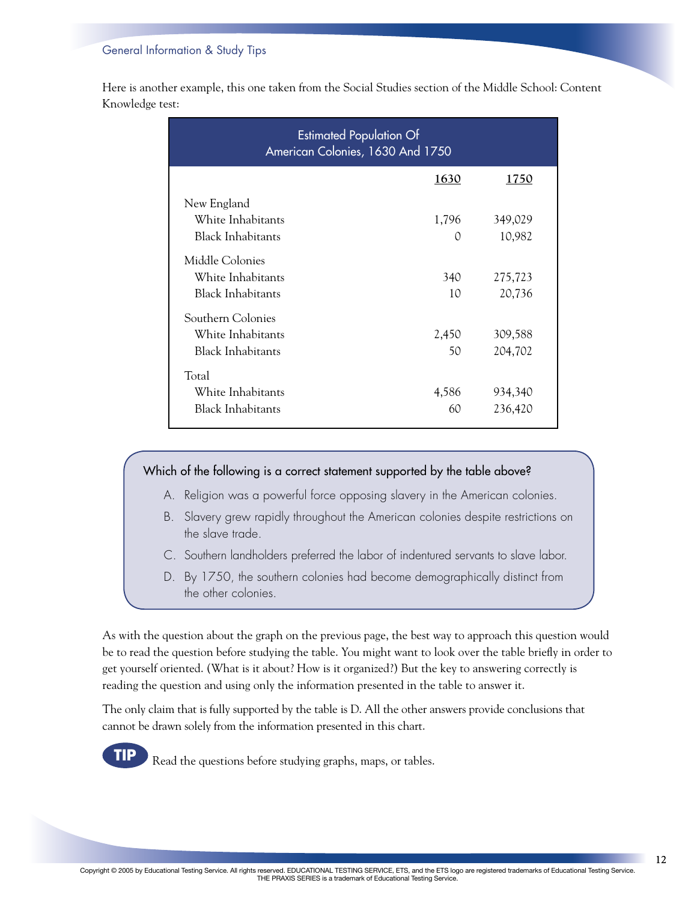Here is another example, this one taken from the Social Studies section of the Middle School: Content Knowledge test:

| Estimated Population Of American Colonies, 1630 And 1750 | | |
|---|---|---|
| | **1630** | **1750** |
| New England | | |
| White Inhabitants | 1,796 | 349,029 |
| Black Inhabitants | 0 | 10,982 |
| Middle Colonies | | |
| White Inhabitants | 340 | 275,723 |
| Black Inhabitants | 10 | 20,736 |
| Southern Colonies | | |
| White Inhabitants | 2,450 | 309,588 |
| Black Inhabitants | 50 | 204,702 |
| Total | | |
| White Inhabitants | 4,586 | 934,340 |
| Black Inhabitants | 60 | 236,420 |

Which of the following is a correct statement supported by the table above?

A. Religion was a powerful force opposing slavery in the American colonies.

B. Slavery grew rapidly throughout the American colonies despite restrictions on the slave trade.

C. Southern landholders preferred the labor of indentured servants to slave labor.

D. By 1750, the southern colonies had become demographically distinct from the other colonies.

As with the question about the graph on the previous page, the best way to approach this question would be to read the question before studying the table. You might want to look over the table briefly in order to get yourself oriented. (What is it about? How is it organized?) But the key to answering correctly is reading the question and using only the information presented in the table to answer it.

The only claim that is fully supported by the table is D. All the other answers provide conclusions that cannot be drawn solely from the information presented in this chart.

**TIP** Read the questions before studying graphs, maps, or tables.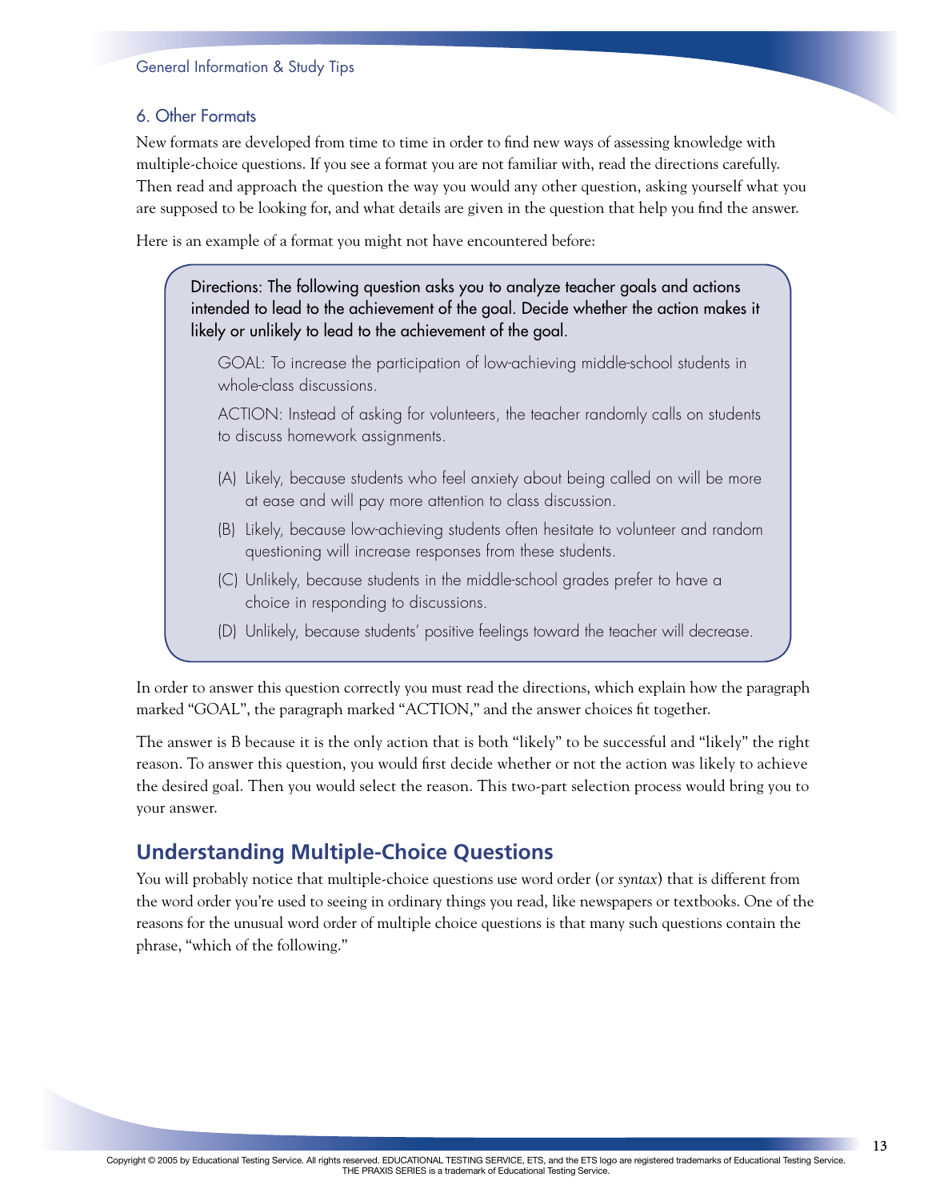### 6. Other Formats

New formats are developed from time to time in order to find new ways of assessing knowledge with multiple-choice questions. If you see a format you are not familiar with, read the directions carefully. Then read and approach the question the way you would any other question, asking yourself what you are supposed to be looking for, and what details are given in the question that help you find the answer.

Here is an example of a format you might not have encountered before:

> Directions: The following question asks you to analyze teacher goals and actions intended to lead to the achievement of the goal. Decide whether the action makes it likely or unlikely to lead to the achievement of the goal.
>
> GOAL: To increase the participation of low-achieving middle-school students in whole-class discussions.
>
> ACTION: Instead of asking for volunteers, the teacher randomly calls on students to discuss homework assignments.
>
> (A) Likely, because students who feel anxiety about being called on will be more at ease and will pay more attention to class discussion.
>
> (B) Likely, because low-achieving students often hesitate to volunteer and random questioning will increase responses from these students.
>
> (C) Unlikely, because students in the middle-school grades prefer to have a choice in responding to discussions.
>
> (D) Unlikely, because students' positive feelings toward the teacher will decrease.

In order to answer this question correctly you must read the directions, which explain how the paragraph marked "GOAL", the paragraph marked "ACTION," and the answer choices fit together.

The answer is B because it is the only action that is both "likely" to be successful and "likely" the right reason. To answer this question, you would first decide whether or not the action was likely to achieve the desired goal. Then you would select the reason. This two-part selection process would bring you to your answer.

## Understanding Multiple-Choice Questions

You will probably notice that multiple-choice questions use word order (or *syntax*) that is different from the word order you're used to seeing in ordinary things you read, like newspapers or textbooks. One of the reasons for the unusual word order of multiple choice questions is that many such questions contain the phrase, "which of the following."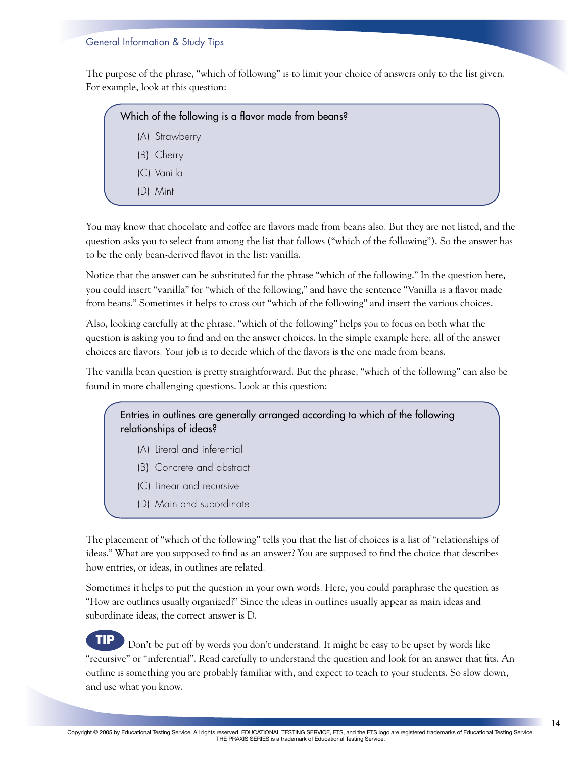The purpose of the phrase, "which of following" is to limit your choice of answers only to the list given. For example, look at this question:

> Which of the following is a flavor made from beans?
>
> (A) Strawberry
>
> (B) Cherry
>
> (C) Vanilla
>
> (D) Mint

You may know that chocolate and coffee are flavors made from beans also. But they are not listed, and the question asks you to select from among the list that follows ("which of the following"). So the answer has to be the only bean-derived flavor in the list: vanilla.

Notice that the answer can be substituted for the phrase "which of the following." In the question here, you could insert "vanilla" for "which of the following," and have the sentence "Vanilla is a flavor made from beans." Sometimes it helps to cross out "which of the following" and insert the various choices.

Also, looking carefully at the phrase, "which of the following" helps you to focus on both what the question is asking you to find and on the answer choices. In the simple example here, all of the answer choices are flavors. Your job is to decide which of the flavors is the one made from beans.

The vanilla bean question is pretty straightforward. But the phrase, "which of the following" can also be found in more challenging questions. Look at this question:

> Entries in outlines are generally arranged according to which of the following relationships of ideas?
>
> (A) Literal and inferential
>
> (B) Concrete and abstract
>
> (C) Linear and recursive
>
> (D) Main and subordinate

The placement of "which of the following" tells you that the list of choices is a list of "relationships of ideas." What are you supposed to find as an answer? You are supposed to find the choice that describes how entries, or ideas, in outlines are related.

Sometimes it helps to put the question in your own words. Here, you could paraphrase the question as "How are outlines usually organized?" Since the ideas in outlines usually appear as main ideas and subordinate ideas, the correct answer is D.

**TIP** Don't be put off by words you don't understand. It might be easy to be upset by words like "recursive" or "inferential". Read carefully to understand the question and look for an answer that fits. An outline is something you are probably familiar with, and expect to teach to your students. So slow down, and use what you know.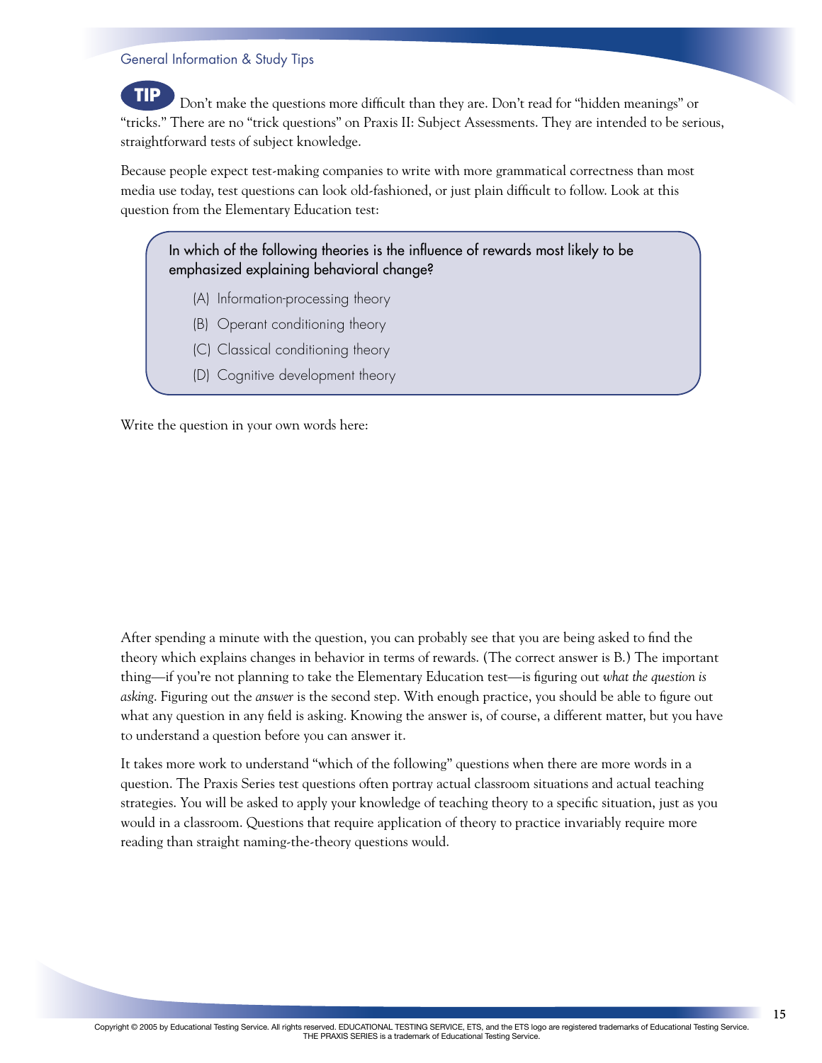**TIP** Don't make the questions more difficult than they are. Don't read for "hidden meanings" or "tricks." There are no "trick questions" on Praxis II: Subject Assessments. They are intended to be serious, straightforward tests of subject knowledge.

Because people expect test-making companies to write with more grammatical correctness than most media use today, test questions can look old-fashioned, or just plain difficult to follow. Look at this question from the Elementary Education test:

> In which of the following theories is the influence of rewards most likely to be emphasized explaining behavioral change?
>
> (A) Information-processing theory
>
> (B) Operant conditioning theory
>
> (C) Classical conditioning theory
>
> (D) Cognitive development theory

Write the question in your own words here:

After spending a minute with the question, you can probably see that you are being asked to find the theory which explains changes in behavior in terms of rewards. (The correct answer is B.) The important thing—if you're not planning to take the Elementary Education test—is figuring out *what the question is asking*. Figuring out the *answer* is the second step. With enough practice, you should be able to figure out what any question in any field is asking. Knowing the answer is, of course, a different matter, but you have to understand a question before you can answer it.

It takes more work to understand "which of the following" questions when there are more words in a question. The Praxis Series test questions often portray actual classroom situations and actual teaching strategies. You will be asked to apply your knowledge of teaching theory to a specific situation, just as you would in a classroom. Questions that require application of theory to practice invariably require more reading than straight naming-the-theory questions would.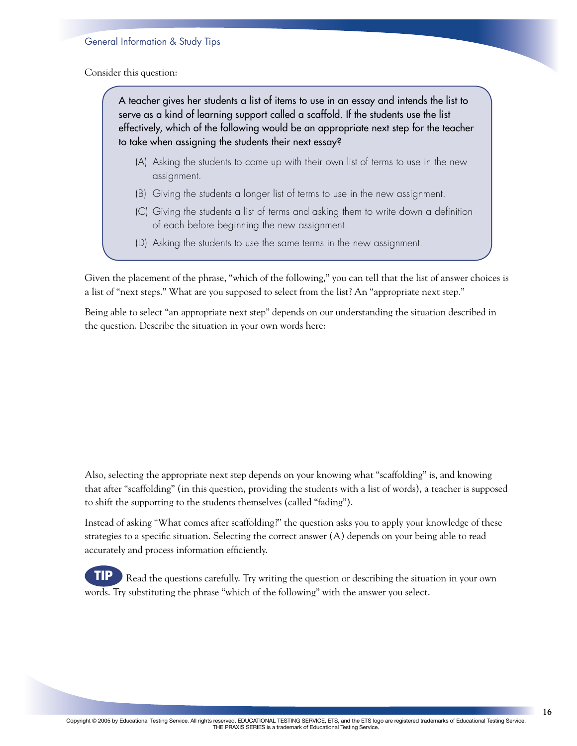Consider this question:

> A teacher gives her students a list of items to use in an essay and intends the list to serve as a kind of learning support called a scaffold. If the students use the list effectively, which of the following would be an appropriate next step for the teacher to take when assigning the students their next essay?
>
> (A) Asking the students to come up with their own list of terms to use in the new assignment.
>
> (B) Giving the students a longer list of terms to use in the new assignment.
>
> (C) Giving the students a list of terms and asking them to write down a definition of each before beginning the new assignment.
>
> (D) Asking the students to use the same terms in the new assignment.

Given the placement of the phrase, "which of the following," you can tell that the list of answer choices is a list of "next steps." What are you supposed to select from the list? An "appropriate next step."

Being able to select "an appropriate next step" depends on our understanding the situation described in the question. Describe the situation in your own words here:

Also, selecting the appropriate next step depends on your knowing what "scaffolding" is, and knowing that after "scaffolding" (in this question, providing the students with a list of words), a teacher is supposed to shift the supporting to the students themselves (called "fading").

Instead of asking "What comes after scaffolding?" the question asks you to apply your knowledge of these strategies to a specific situation. Selecting the correct answer (A) depends on your being able to read accurately and process information efficiently.

**TIP** Read the questions carefully. Try writing the question or describing the situation in your own words. Try substituting the phrase "which of the following" with the answer you select.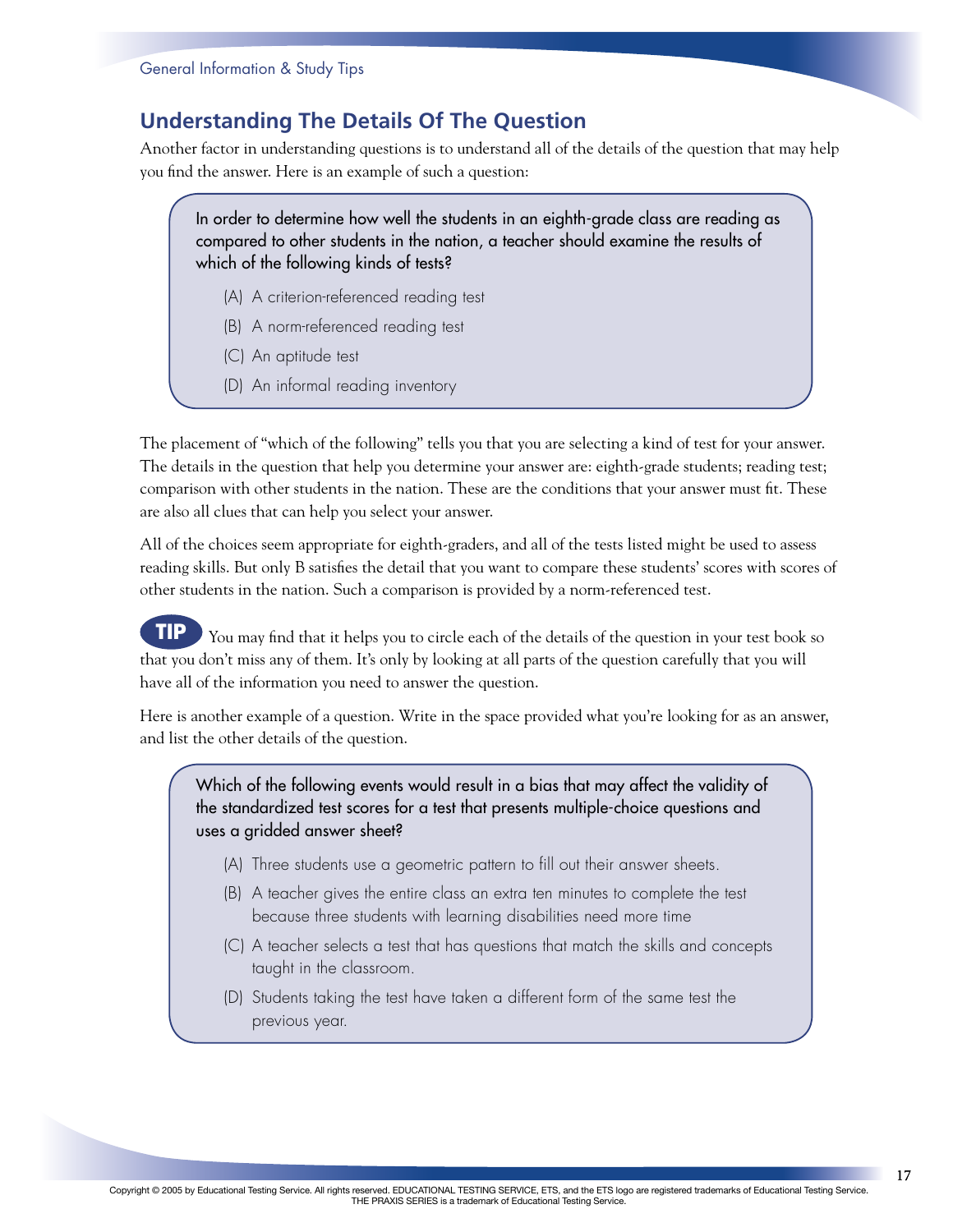## Understanding The Details Of The Question

Another factor in understanding questions is to understand all of the details of the question that may help you find the answer. Here is an example of such a question:

> In order to determine how well the students in an eighth-grade class are reading as compared to other students in the nation, a teacher should examine the results of which of the following kinds of tests?
>
> (A) A criterion-referenced reading test
>
> (B) A norm-referenced reading test
>
> (C) An aptitude test
>
> (D) An informal reading inventory

The placement of "which of the following" tells you that you are selecting a kind of test for your answer. The details in the question that help you determine your answer are: eighth-grade students; reading test; comparison with other students in the nation. These are the conditions that your answer must fit. These are also all clues that can help you select your answer.

All of the choices seem appropriate for eighth-graders, and all of the tests listed might be used to assess reading skills. But only B satisfies the detail that you want to compare these students' scores with scores of other students in the nation. Such a comparison is provided by a norm-referenced test.

**TIP** You may find that it helps you to circle each of the details of the question in your test book so that you don't miss any of them. It's only by looking at all parts of the question carefully that you will have all of the information you need to answer the question.

Here is another example of a question. Write in the space provided what you're looking for as an answer, and list the other details of the question.

> Which of the following events would result in a bias that may affect the validity of the standardized test scores for a test that presents multiple-choice questions and uses a gridded answer sheet?
>
> (A) Three students use a geometric pattern to fill out their answer sheets.
>
> (B) A teacher gives the entire class an extra ten minutes to complete the test because three students with learning disabilities need more time
>
> (C) A teacher selects a test that has questions that match the skills and concepts taught in the classroom.
>
> (D) Students taking the test have taken a different form of the same test the previous year.

Copyright © 2005 by Educational Testing Service. All rights reserved. EDUCATIONAL TESTING SERVICE, ETS, and the ETS logo are registered trademarks of Educational Testing Service. THE PRAXIS SERIES is a trademark of Educational Testing Service.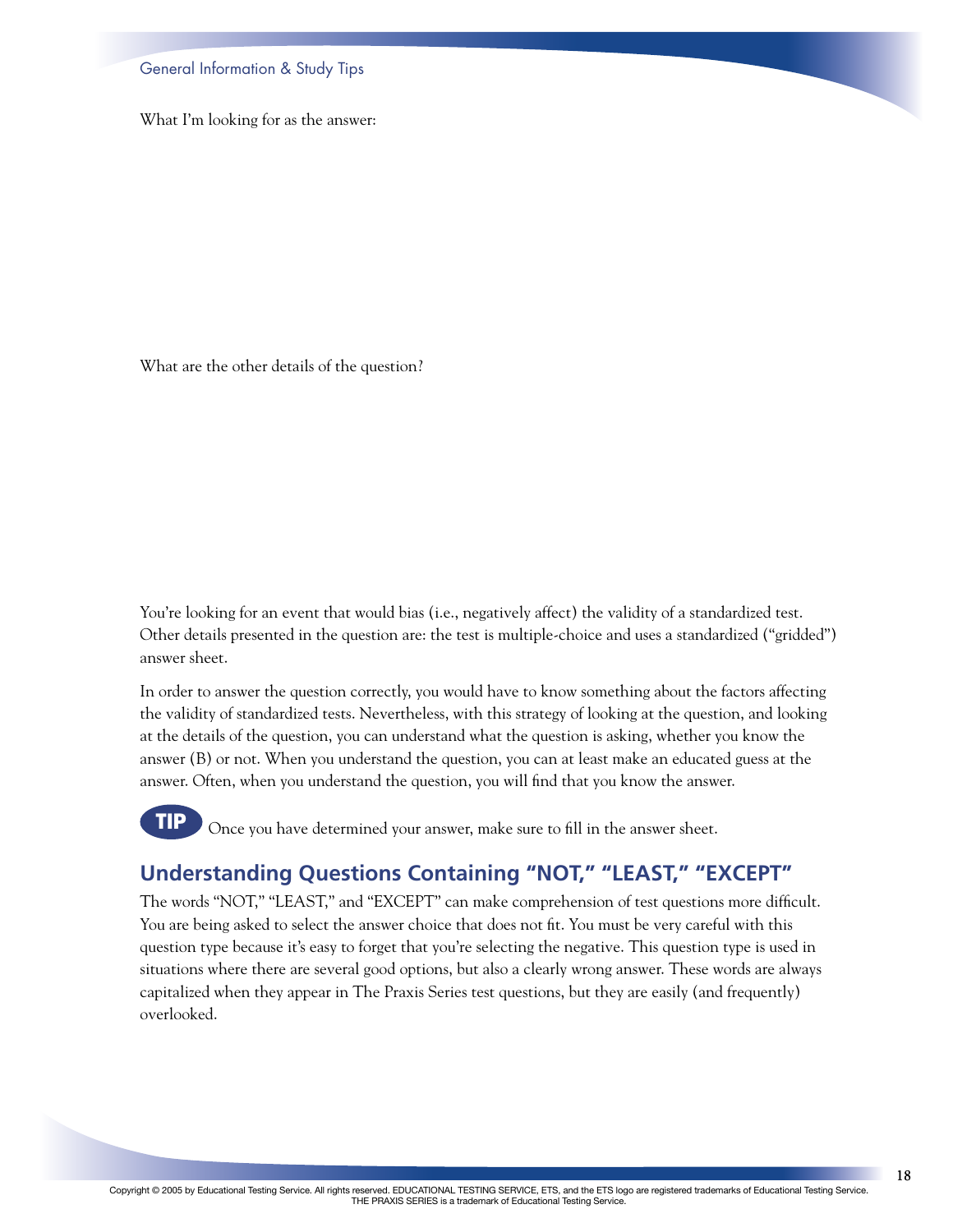What I'm looking for as the answer:

What are the other details of the question?

You're looking for an event that would bias (i.e., negatively affect) the validity of a standardized test. Other details presented in the question are: the test is multiple-choice and uses a standardized ("gridded") answer sheet.

In order to answer the question correctly, you would have to know something about the factors affecting the validity of standardized tests. Nevertheless, with this strategy of looking at the question, and looking at the details of the question, you can understand what the question is asking, whether you know the answer (B) or not. When you understand the question, you can at least make an educated guess at the answer. Often, when you understand the question, you will find that you know the answer.

**TIP** Once you have determined your answer, make sure to fill in the answer sheet.

## Understanding Questions Containing "NOT," "LEAST," "EXCEPT"

The words "NOT," "LEAST," and "EXCEPT" can make comprehension of test questions more difficult. You are being asked to select the answer choice that does not fit. You must be very careful with this question type because it's easy to forget that you're selecting the negative. This question type is used in situations where there are several good options, but also a clearly wrong answer. These words are always capitalized when they appear in The Praxis Series test questions, but they are easily (and frequently) overlooked.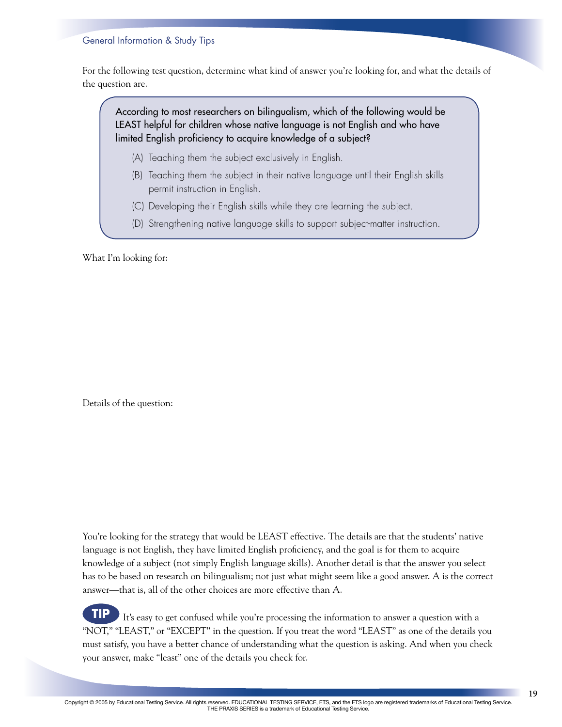For the following test question, determine what kind of answer you're looking for, and what the details of the question are.

> According to most researchers on bilingualism, which of the following would be LEAST helpful for children whose native language is not English and who have limited English proficiency to acquire knowledge of a subject?
>
> (A) Teaching them the subject exclusively in English.
>
> (B) Teaching them the subject in their native language until their English skills permit instruction in English.
>
> (C) Developing their English skills while they are learning the subject.
>
> (D) Strengthening native language skills to support subject-matter instruction.

What I'm looking for:

Details of the question:

You're looking for the strategy that would be LEAST effective. The details are that the students' native language is not English, they have limited English proficiency, and the goal is for them to acquire knowledge of a subject (not simply English language skills). Another detail is that the answer you select has to be based on research on bilingualism; not just what might seem like a good answer. A is the correct answer—that is, all of the other choices are more effective than A.

**TIP** It's easy to get confused while you're processing the information to answer a question with a "NOT," "LEAST," or "EXCEPT" in the question. If you treat the word "LEAST" as one of the details you must satisfy, you have a better chance of understanding what the question is asking. And when you check your answer, make "least" one of the details you check for.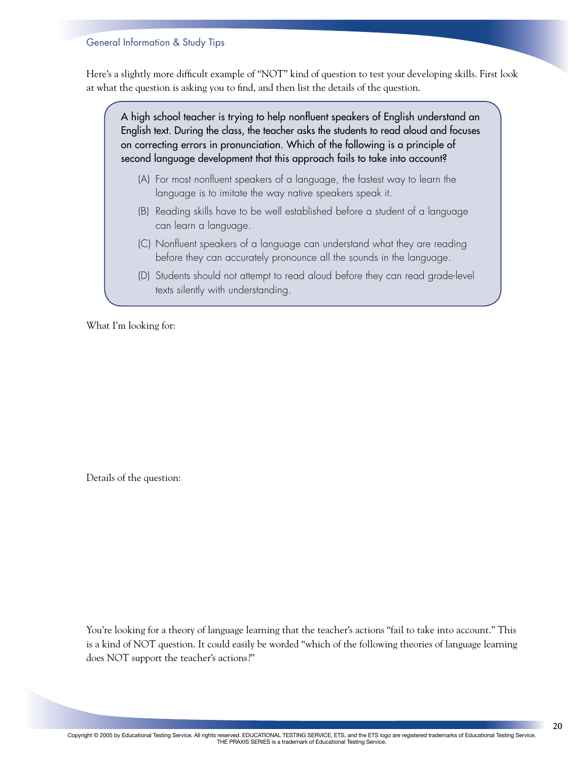Here's a slightly more difficult example of "NOT" kind of question to test your developing skills. First look at what the question is asking you to find, and then list the details of the question.

> A high school teacher is trying to help nonfluent speakers of English understand an English text. During the class, the teacher asks the students to read aloud and focuses on correcting errors in pronunciation. Which of the following is a principle of second language development that this approach fails to take into account?
>
> (A) For most nonfluent speakers of a language, the fastest way to learn the language is to imitate the way native speakers speak it.
>
> (B) Reading skills have to be well established before a student of a language can learn a language.
>
> (C) Nonfluent speakers of a language can understand what they are reading before they can accurately pronounce all the sounds in the language.
>
> (D) Students should not attempt to read aloud before they can read grade-level texts silently with understanding.

What I'm looking for:

Details of the question:

You're looking for a theory of language learning that the teacher's actions "fail to take into account." This is a kind of NOT question. It could easily be worded "which of the following theories of language learning does NOT support the teacher's actions?"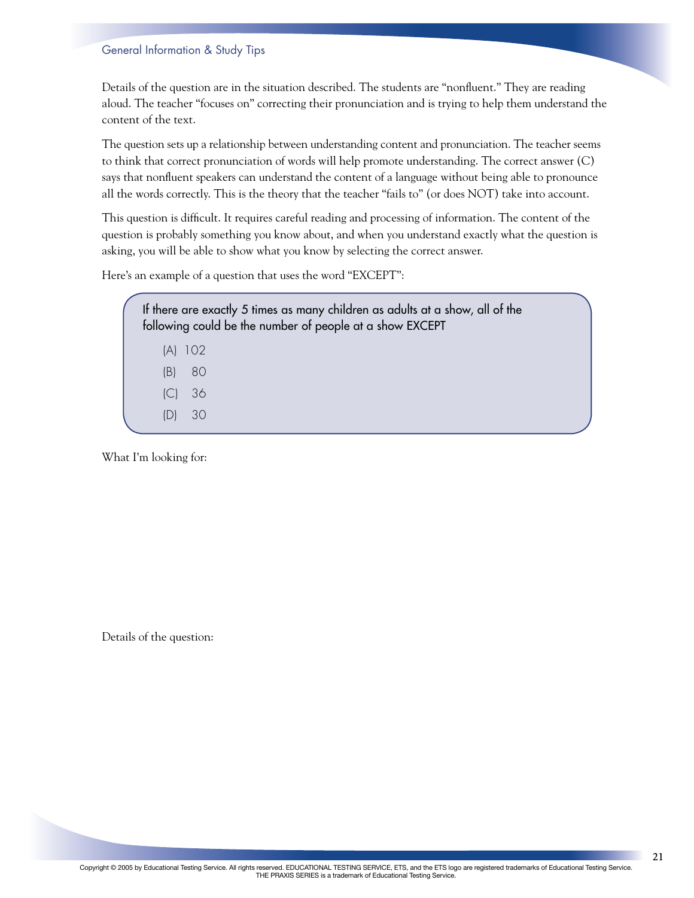Details of the question are in the situation described. The students are "nonfluent." They are reading aloud. The teacher "focuses on" correcting their pronunciation and is trying to help them understand the content of the text.

The question sets up a relationship between understanding content and pronunciation. The teacher seems to think that correct pronunciation of words will help promote understanding. The correct answer (C) says that nonfluent speakers can understand the content of a language without being able to pronounce all the words correctly. This is the theory that the teacher "fails to" (or does NOT) take into account.

This question is difficult. It requires careful reading and processing of information. The content of the question is probably something you know about, and when you understand exactly what the question is asking, you will be able to show what you know by selecting the correct answer.

Here's an example of a question that uses the word "EXCEPT":

> If there are exactly 5 times as many children as adults at a show, all of the following could be the number of people at a show EXCEPT
>
> (A) 102
>
> (B) 80
>
> (C) 36
>
> (D) 30

What I'm looking for:

Details of the question: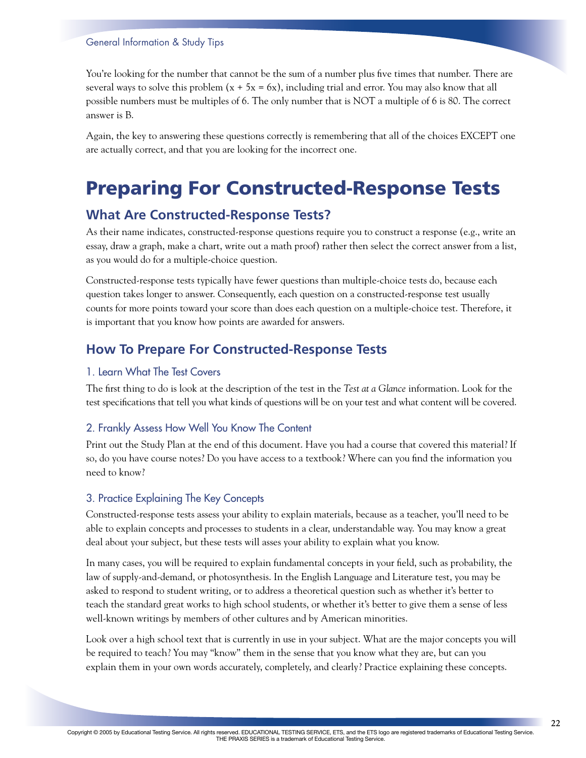You're looking for the number that cannot be the sum of a number plus five times that number. There are several ways to solve this problem ($x + 5x = 6x$), including trial and error. You may also know that all possible numbers must be multiples of 6. The only number that is NOT a multiple of 6 is 80. The correct answer is B.

Again, the key to answering these questions correctly is remembering that all of the choices EXCEPT one are actually correct, and that you are looking for the incorrect one.

# Preparing For Constructed-Response Tests

## What Are Constructed-Response Tests?

As their name indicates, constructed-response questions require you to construct a response (e.g., write an essay, draw a graph, make a chart, write out a math proof) rather then select the correct answer from a list, as you would do for a multiple-choice question.

Constructed-response tests typically have fewer questions than multiple-choice tests do, because each question takes longer to answer. Consequently, each question on a constructed-response test usually counts for more points toward your score than does each question on a multiple-choice test. Therefore, it is important that you know how points are awarded for answers.

## How To Prepare For Constructed-Response Tests

### 1. Learn What The Test Covers

The first thing to do is look at the description of the test in the *Test at a Glance* information. Look for the test specifications that tell you what kinds of questions will be on your test and what content will be covered.

### 2. Frankly Assess How Well You Know The Content

Print out the Study Plan at the end of this document. Have you had a course that covered this material? If so, do you have course notes? Do you have access to a textbook? Where can you find the information you need to know?

### 3. Practice Explaining The Key Concepts

Constructed-response tests assess your ability to explain materials, because as a teacher, you'll need to be able to explain concepts and processes to students in a clear, understandable way. You may know a great deal about your subject, but these tests will asses your ability to explain what you know.

In many cases, you will be required to explain fundamental concepts in your field, such as probability, the law of supply-and-demand, or photosynthesis. In the English Language and Literature test, you may be asked to respond to student writing, or to address a theoretical question such as whether it's better to teach the standard great works to high school students, or whether it's better to give them a sense of less well-known writings by members of other cultures and by American minorities.

Look over a high school text that is currently in use in your subject. What are the major concepts you will be required to teach? You may "know" them in the sense that you know what they are, but can you explain them in your own words accurately, completely, and clearly? Practice explaining these concepts.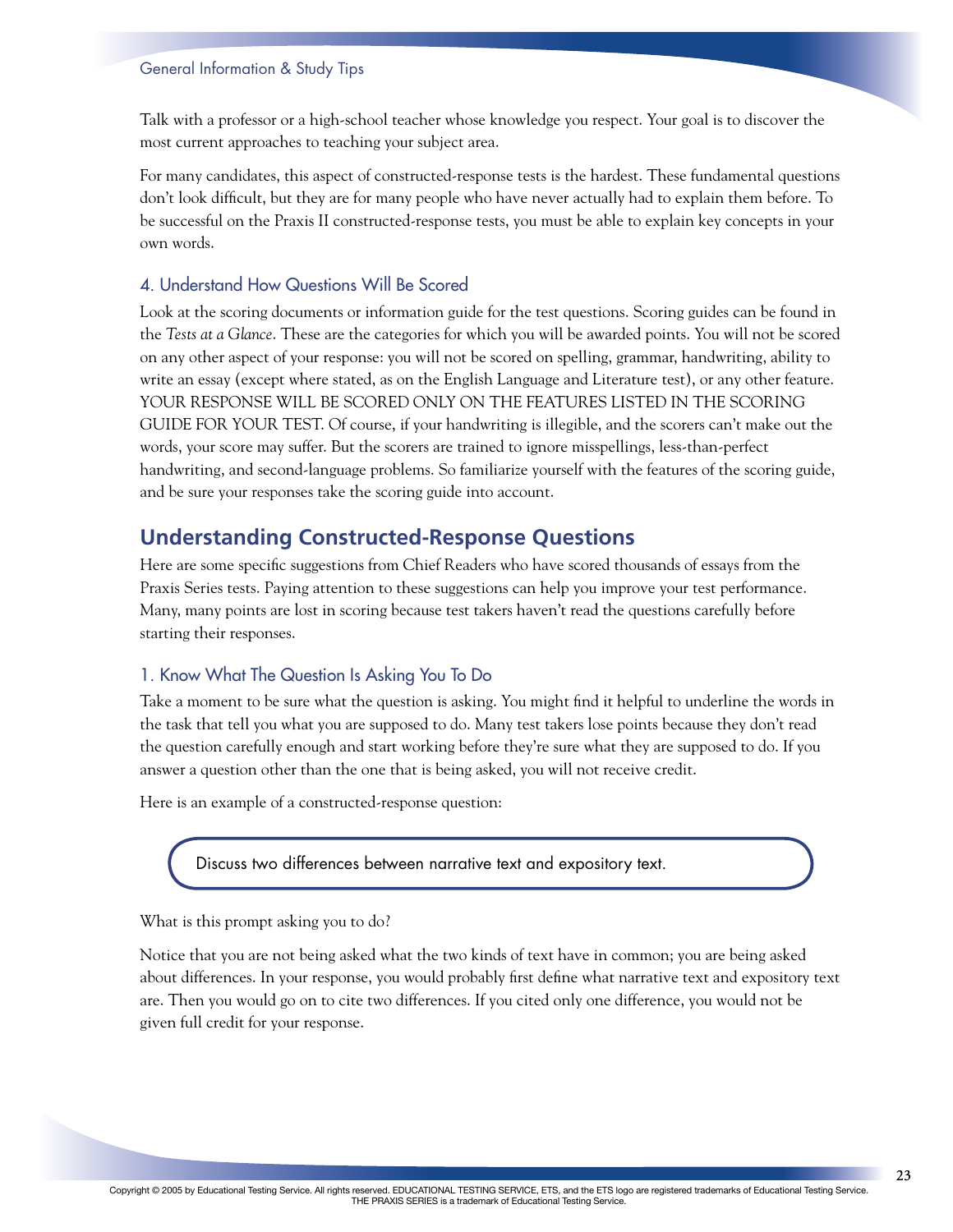Talk with a professor or a high-school teacher whose knowledge you respect. Your goal is to discover the most current approaches to teaching your subject area.

For many candidates, this aspect of constructed-response tests is the hardest. These fundamental questions don't look difficult, but they are for many people who have never actually had to explain them before. To be successful on the Praxis II constructed-response tests, you must be able to explain key concepts in your own words.

### 4. Understand How Questions Will Be Scored

Look at the scoring documents or information guide for the test questions. Scoring guides can be found in the *Tests at a Glance*. These are the categories for which you will be awarded points. You will not be scored on any other aspect of your response: you will not be scored on spelling, grammar, handwriting, ability to write an essay (except where stated, as on the English Language and Literature test), or any other feature. YOUR RESPONSE WILL BE SCORED ONLY ON THE FEATURES LISTED IN THE SCORING GUIDE FOR YOUR TEST. Of course, if your handwriting is illegible, and the scorers can't make out the words, your score may suffer. But the scorers are trained to ignore misspellings, less-than-perfect handwriting, and second-language problems. So familiarize yourself with the features of the scoring guide, and be sure your responses take the scoring guide into account.

## Understanding Constructed-Response Questions

Here are some specific suggestions from Chief Readers who have scored thousands of essays from the Praxis Series tests. Paying attention to these suggestions can help you improve your test performance. Many, many points are lost in scoring because test takers haven't read the questions carefully before starting their responses.

### 1. Know What The Question Is Asking You To Do

Take a moment to be sure what the question is asking. You might find it helpful to underline the words in the task that tell you what you are supposed to do. Many test takers lose points because they don't read the question carefully enough and start working before they're sure what they are supposed to do. If you answer a question other than the one that is being asked, you will not receive credit.

Here is an example of a constructed-response question:

> Discuss two differences between narrative text and expository text.

What is this prompt asking you to do?

Notice that you are not being asked what the two kinds of text have in common; you are being asked about differences. In your response, you would probably first define what narrative text and expository text are. Then you would go on to cite two differences. If you cited only one difference, you would not be given full credit for your response.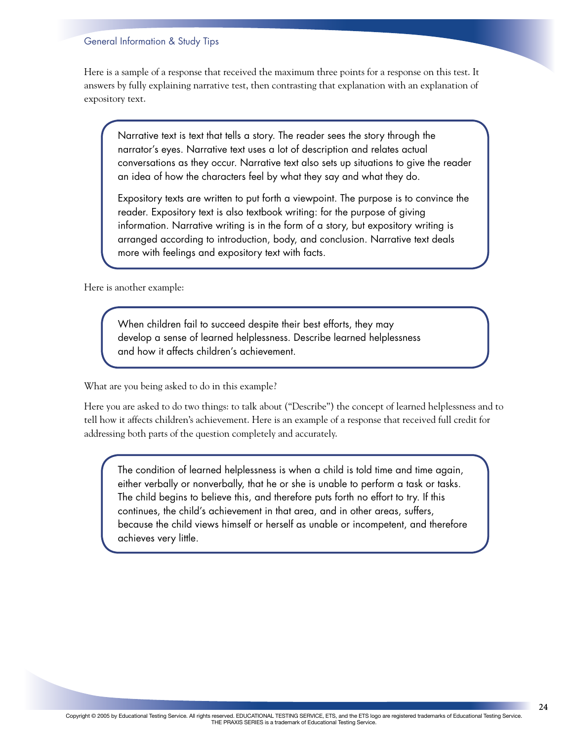Here is a sample of a response that received the maximum three points for a response on this test. It answers by fully explaining narrative test, then contrasting that explanation with an explanation of expository text.

> Narrative text is text that tells a story. The reader sees the story through the narrator's eyes. Narrative text uses a lot of description and relates actual conversations as they occur. Narrative text also sets up situations to give the reader an idea of how the characters feel by what they say and what they do.
>
> Expository texts are written to put forth a viewpoint. The purpose is to convince the reader. Expository text is also textbook writing: for the purpose of giving information. Narrative writing is in the form of a story, but expository writing is arranged according to introduction, body, and conclusion. Narrative text deals more with feelings and expository text with facts.

Here is another example:

> When children fail to succeed despite their best efforts, they may develop a sense of learned helplessness. Describe learned helplessness and how it affects children's achievement.

What are you being asked to do in this example?

Here you are asked to do two things: to talk about ("Describe") the concept of learned helplessness and to tell how it affects children's achievement. Here is an example of a response that received full credit for addressing both parts of the question completely and accurately.

> The condition of learned helplessness is when a child is told time and time again, either verbally or nonverbally, that he or she is unable to perform a task or tasks. The child begins to believe this, and therefore puts forth no effort to try. If this continues, the child's achievement in that area, and in other areas, suffers, because the child views himself or herself as unable or incompetent, and therefore achieves very little.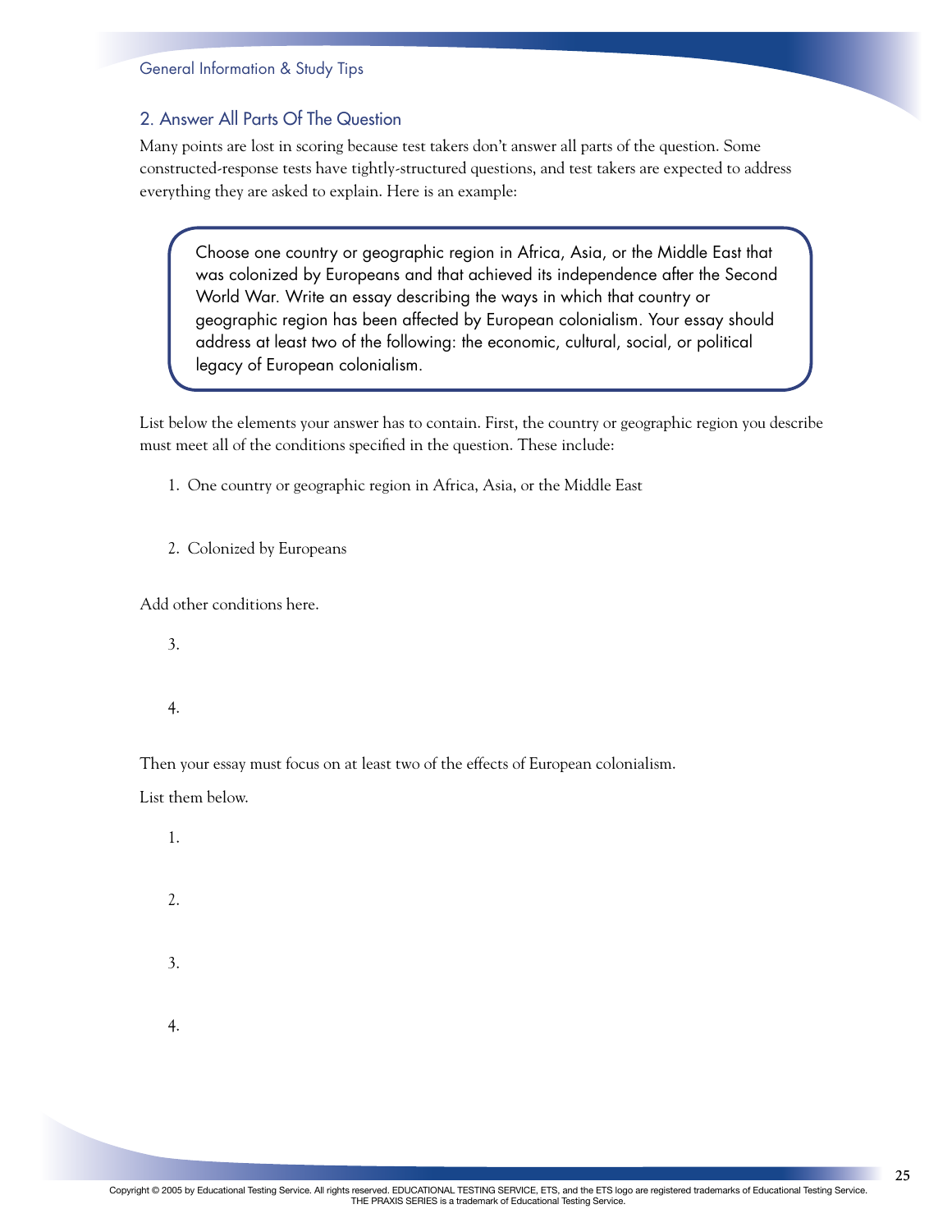## 2. Answer All Parts Of The Question

Many points are lost in scoring because test takers don't answer all parts of the question. Some constructed-response tests have tightly-structured questions, and test takers are expected to address everything they are asked to explain. Here is an example:

> Choose one country or geographic region in Africa, Asia, or the Middle East that was colonized by Europeans and that achieved its independence after the Second World War. Write an essay describing the ways in which that country or geographic region has been affected by European colonialism. Your essay should address at least two of the following: the economic, cultural, social, or political legacy of European colonialism.

List below the elements your answer has to contain. First, the country or geographic region you describe must meet all of the conditions specified in the question. These include:

1. One country or geographic region in Africa, Asia, or the Middle East

2. Colonized by Europeans

Add other conditions here.

3.

4.

Then your essay must focus on at least two of the effects of European colonialism.

List them below.

1.

2.

3.

4.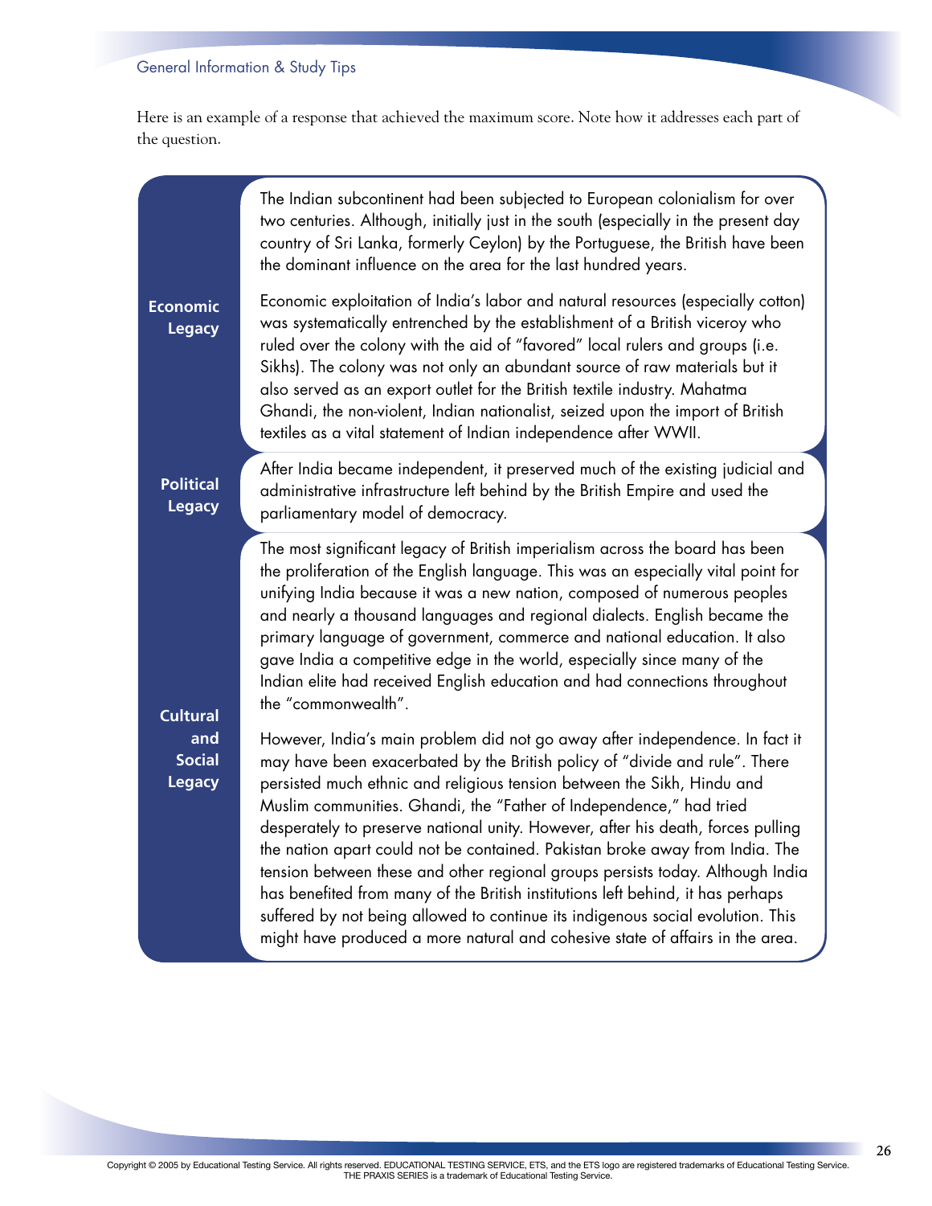Here is an example of a response that achieved the maximum score. Note how it addresses each part of the question.

The Indian subcontinent had been subjected to European colonialism for over two centuries. Although, initially just in the south (especially in the present day country of Sri Lanka, formerly Ceylon) by the Portuguese, the British have been the dominant influence on the area for the last hundred years.

**Economic Legacy**

Economic exploitation of India's labor and natural resources (especially cotton) was systematically entrenched by the establishment of a British viceroy who ruled over the colony with the aid of "favored" local rulers and groups (i.e. Sikhs). The colony was not only an abundant source of raw materials but it also served as an export outlet for the British textile industry. Mahatma Ghandi, the non-violent, Indian nationalist, seized upon the import of British textiles as a vital statement of Indian independence after WWII.

**Political Legacy**

After India became independent, it preserved much of the existing judicial and administrative infrastructure left behind by the British Empire and used the parliamentary model of democracy.

**Cultural and Social Legacy**

The most significant legacy of British imperialism across the board has been the proliferation of the English language. This was an especially vital point for unifying India because it was a new nation, composed of numerous peoples and nearly a thousand languages and regional dialects. English became the primary language of government, commerce and national education. It also gave India a competitive edge in the world, especially since many of the Indian elite had received English education and had connections throughout the "commonwealth".

However, India's main problem did not go away after independence. In fact it may have been exacerbated by the British policy of "divide and rule". There persisted much ethnic and religious tension between the Sikh, Hindu and Muslim communities. Ghandi, the "Father of Independence," had tried desperately to preserve national unity. However, after his death, forces pulling the nation apart could not be contained. Pakistan broke away from India. The tension between these and other regional groups persists today. Although India has benefited from many of the British institutions left behind, it has perhaps suffered by not being allowed to continue its indigenous social evolution. This might have produced a more natural and cohesive state of affairs in the area.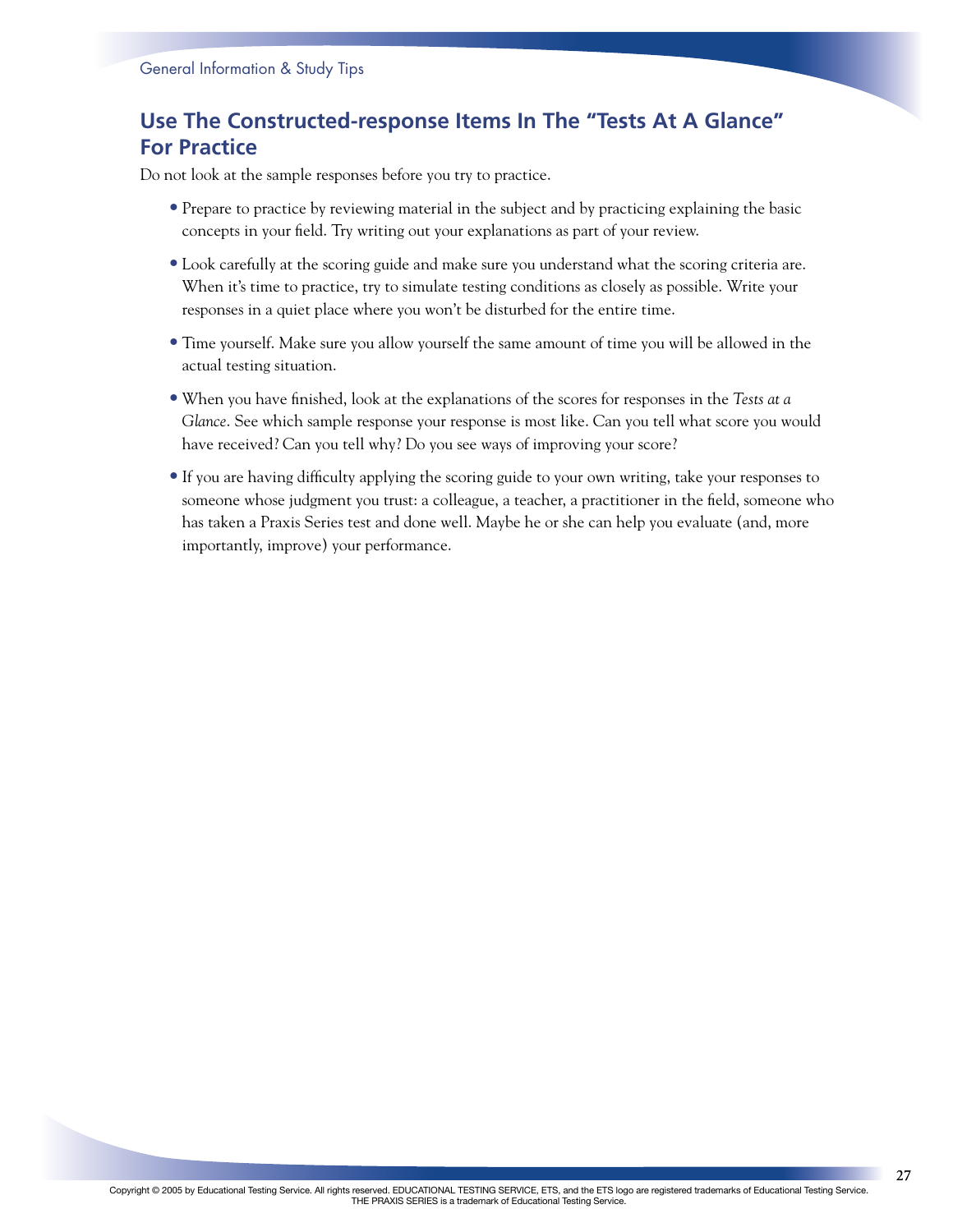## Use The Constructed-response Items In The "Tests At A Glance" For Practice

Do not look at the sample responses before you try to practice.

- Prepare to practice by reviewing material in the subject and by practicing explaining the basic concepts in your field. Try writing out your explanations as part of your review.
- Look carefully at the scoring guide and make sure you understand what the scoring criteria are. When it's time to practice, try to simulate testing conditions as closely as possible. Write your responses in a quiet place where you won't be disturbed for the entire time.
- Time yourself. Make sure you allow yourself the same amount of time you will be allowed in the actual testing situation.
- When you have finished, look at the explanations of the scores for responses in the *Tests at a Glance*. See which sample response your response is most like. Can you tell what score you would have received? Can you tell why? Do you see ways of improving your score?
- If you are having difficulty applying the scoring guide to your own writing, take your responses to someone whose judgment you trust: a colleague, a teacher, a practitioner in the field, someone who has taken a Praxis Series test and done well. Maybe he or she can help you evaluate (and, more importantly, improve) your performance.

Copyright © 2005 by Educational Testing Service. All rights reserved. EDUCATIONAL TESTING SERVICE, ETS, and the ETS logo are registered trademarks of Educational Testing Service. THE PRAXIS SERIES is a trademark of Educational Testing Service.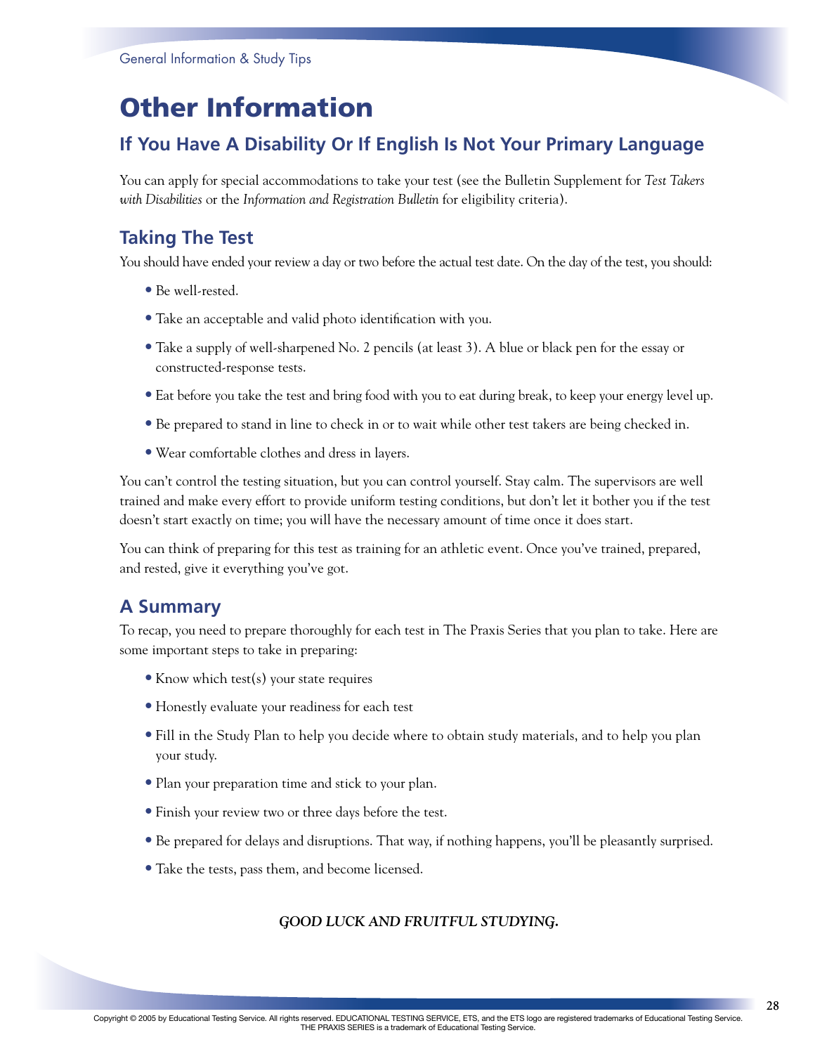# Other Information

## If You Have A Disability Or If English Is Not Your Primary Language

You can apply for special accommodations to take your test (see the Bulletin Supplement for *Test Takers with Disabilities* or the *Information and Registration Bulletin* for eligibility criteria).

## Taking The Test

You should have ended your review a day or two before the actual test date. On the day of the test, you should:

- Be well-rested.
- Take an acceptable and valid photo identification with you.
- Take a supply of well-sharpened No. 2 pencils (at least 3). A blue or black pen for the essay or constructed-response tests.
- Eat before you take the test and bring food with you to eat during break, to keep your energy level up.
- Be prepared to stand in line to check in or to wait while other test takers are being checked in.
- Wear comfortable clothes and dress in layers.

You can't control the testing situation, but you can control yourself. Stay calm. The supervisors are well trained and make every effort to provide uniform testing conditions, but don't let it bother you if the test doesn't start exactly on time; you will have the necessary amount of time once it does start.

You can think of preparing for this test as training for an athletic event. Once you've trained, prepared, and rested, give it everything you've got.

## A Summary

To recap, you need to prepare thoroughly for each test in The Praxis Series that you plan to take. Here are some important steps to take in preparing:

- Know which test(s) your state requires
- Honestly evaluate your readiness for each test
- Fill in the Study Plan to help you decide where to obtain study materials, and to help you plan your study.
- Plan your preparation time and stick to your plan.
- Finish your review two or three days before the test.
- Be prepared for delays and disruptions. That way, if nothing happens, you'll be pleasantly surprised.
- Take the tests, pass them, and become licensed.

***GOOD LUCK AND FRUITFUL STUDYING.***

Copyright © 2005 by Educational Testing Service. All rights reserved. EDUCATIONAL TESTING SERVICE, ETS, and the ETS logo are registered trademarks of Educational Testing Service. THE PRAXIS SERIES is a trademark of Educational Testing Service.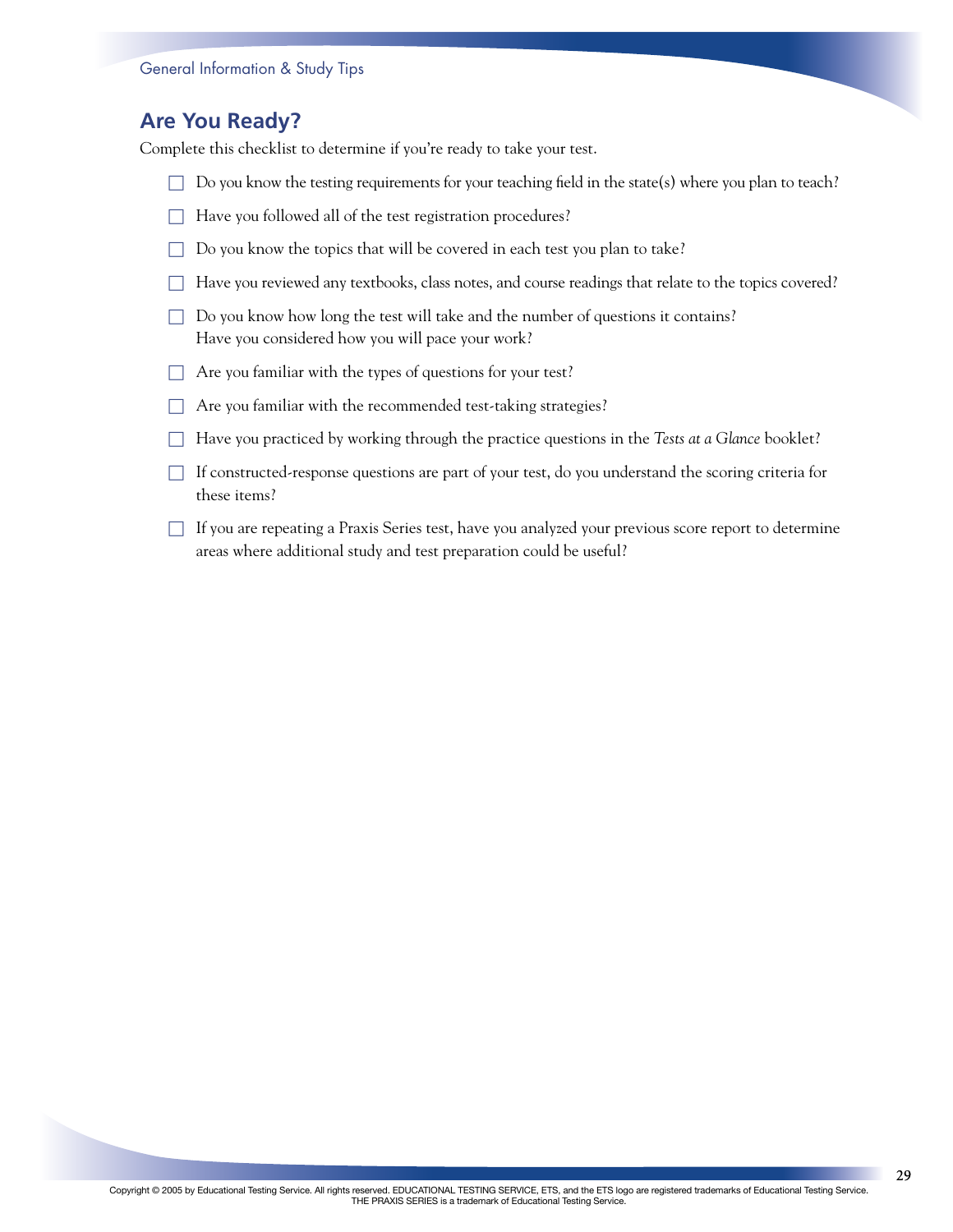## Are You Ready?

Complete this checklist to determine if you're ready to take your test.

- ☐ Do you know the testing requirements for your teaching field in the state(s) where you plan to teach?
- ☐ Have you followed all of the test registration procedures?
- ☐ Do you know the topics that will be covered in each test you plan to take?
- ☐ Have you reviewed any textbooks, class notes, and course readings that relate to the topics covered?
- ☐ Do you know how long the test will take and the number of questions it contains? Have you considered how you will pace your work?
- ☐ Are you familiar with the types of questions for your test?
- ☐ Are you familiar with the recommended test-taking strategies?
- ☐ Have you practiced by working through the practice questions in the *Tests at a Glance* booklet?
- ☐ If constructed-response questions are part of your test, do you understand the scoring criteria for these items?
- ☐ If you are repeating a Praxis Series test, have you analyzed your previous score report to determine areas where additional study and test preparation could be useful?

Copyright © 2005 by Educational Testing Service. All rights reserved. EDUCATIONAL TESTING SERVICE, ETS, and the ETS logo are registered trademarks of Educational Testing Service. THE PRAXIS SERIES is a trademark of Educational Testing Service.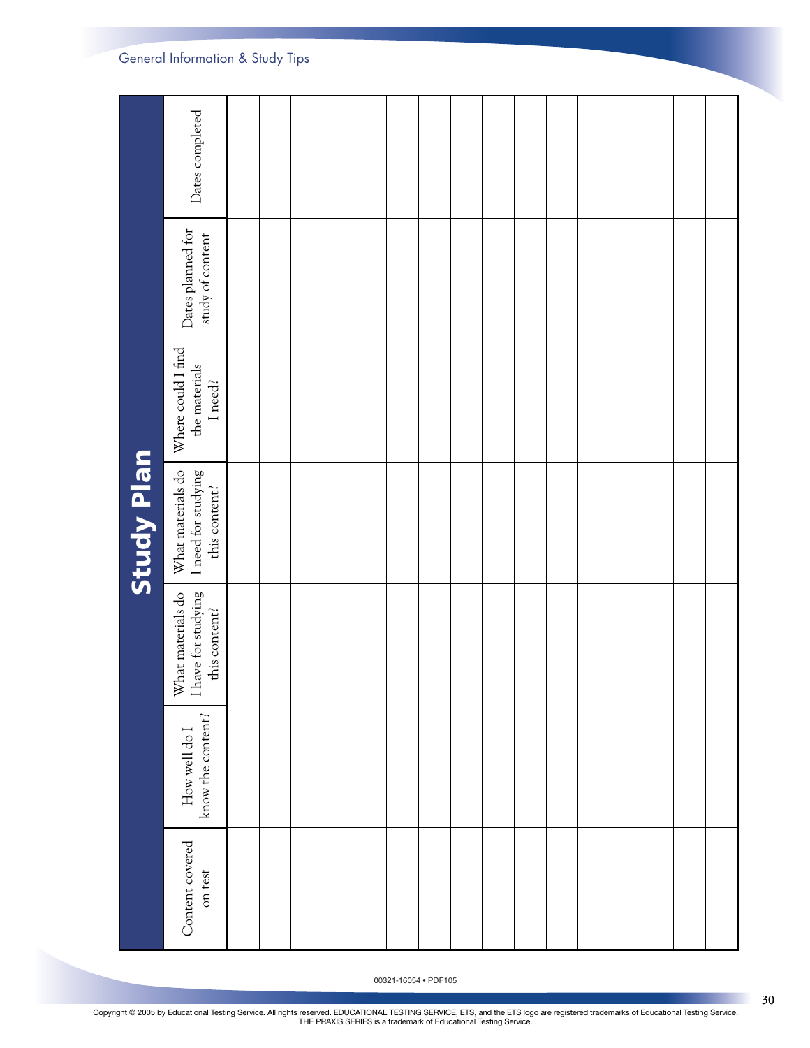# Study Plan

| Content covered on test | How well do I know the content? | What materials do I have for studying this content? | What materials do I need for studying this content? | Where could I find the materials I need? | Dates planned for study of content | Dates completed |
|---|---|---|---|---|---|---|
| | | | | | | |
| | | | | | | |
| | | | | | | |
| | | | | | | |
| | | | | | | |
| | | | | | | |
| | | | | | | |
| | | | | | | |
| | | | | | | |
| | | | | | | |
| | | | | | | |
| | | | | | | |
| | | | | | | |
| | | | | | | |
| | | | | | | |
| | | | | | | |

00321-16054 • PDF105

Copyright © 2005 by Educational Testing Service. All rights reserved. EDUCATIONAL TESTING SERVICE, ETS, and the ETS logo are registered trademarks of Educational Testing Service. THE PRAXIS SERIES is a trademark of Educational Testing Service.